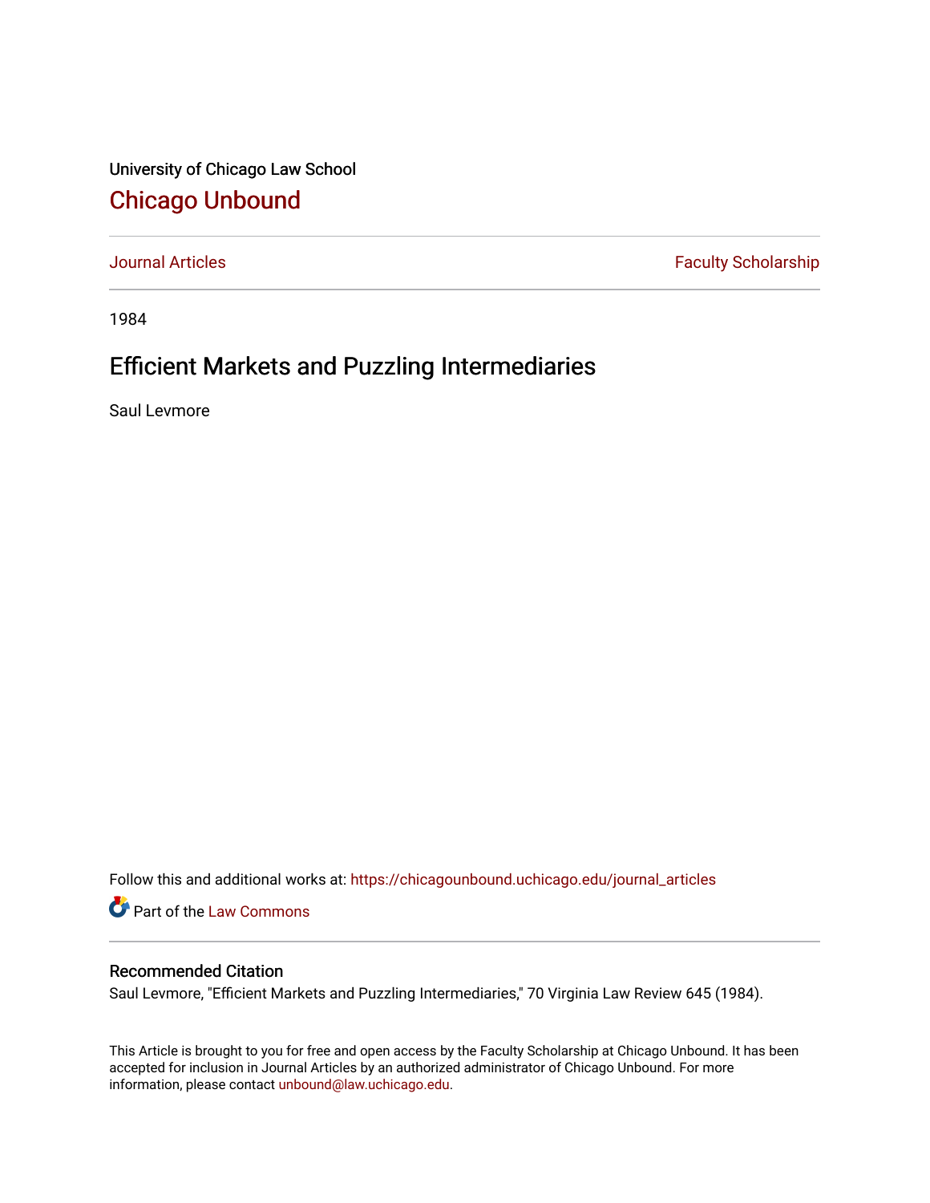University of Chicago Law School

# Chicago Unbound

Journal Articles | Faculty Scholarship

1984

## Efficient Markets and Puzzling Intermediaries

Saul Levmore

Follow this and additional works at: https://chicagounbound.uchicago.edu/journal_articles

Part of the Law Commons

### Recommended Citation

Saul Levmore, "Efficient Markets and Puzzling Intermediaries," 70 Virginia Law Review 645 (1984).

This Article is brought to you for free and open access by the Faculty Scholarship at Chicago Unbound. It has been accepted for inclusion in Journal Articles by an authorized administrator of Chicago Unbound. For more information, please contact unbound@law.uchicago.edu.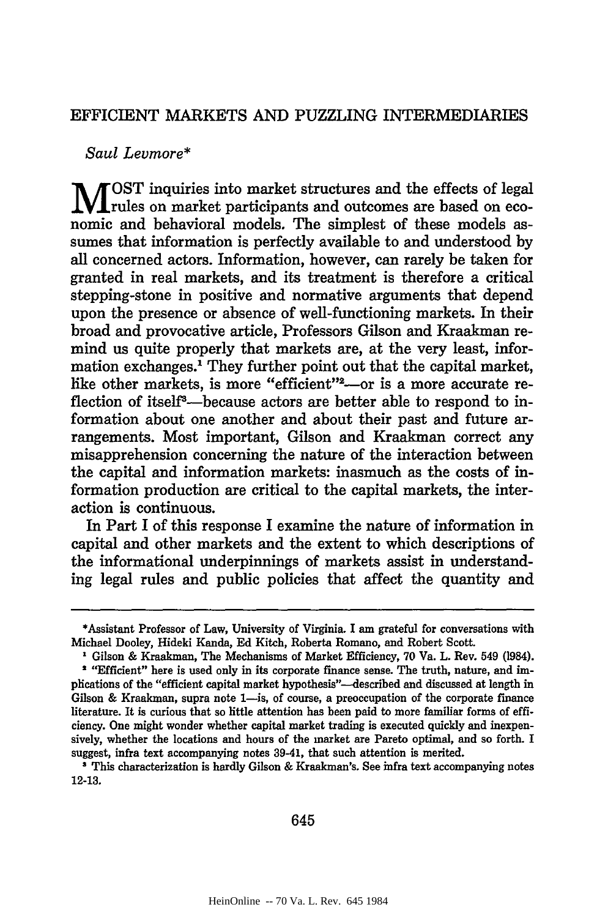# EFFICIENT MARKETS AND PUZZLING INTERMEDIARIES

*Saul Levmore**

MOST inquiries into market structures and the effects of legal rules on market participants and outcomes are based on economic and behavioral models. The simplest of these models assumes that information is perfectly available to and understood by all concerned actors. Information, however, can rarely be taken for granted in real markets, and its treatment is therefore a critical stepping-stone in positive and normative arguments that depend upon the presence or absence of well-functioning markets. In their broad and provocative article, Professors Gilson and Kraakman remind us quite properly that markets are, at the very least, information exchanges.[1] They further point out that the capital market, like other markets, is more "efficient"[2]—or is a more accurate reflection of itself[3]—because actors are better able to respond to information about one another and about their past and future arrangements. Most important, Gilson and Kraakman correct any misapprehension concerning the nature of the interaction between the capital and information markets: inasmuch as the costs of information production are critical to the capital markets, the interaction is continuous.

In Part I of this response I examine the nature of information in capital and other markets and the extent to which descriptions of the informational underpinnings of markets assist in understanding legal rules and public policies that affect the quantity and

---

*Assistant Professor of Law, University of Virginia. I am grateful for conversations with Michael Dooley, Hideki Kanda, Ed Kitch, Roberta Romano, and Robert Scott.

[1] Gilson & Kraakman, The Mechanisms of Market Efficiency, 70 Va. L. Rev. 549 (1984).

[2] "Efficient" here is used only in its corporate finance sense. The truth, nature, and implications of the "efficient capital market hypothesis"—described and discussed at length in Gilson & Kraakman, supra note 1—is, of course, a preoccupation of the corporate finance literature. It is curious that so little attention has been paid to more familiar forms of efficiency. One might wonder whether capital market trading is executed quickly and inexpensively, whether the locations and hours of the market are Pareto optimal, and so forth. I suggest, infra text accompanying notes 39-41, that such attention is merited.

[3] This characterization is hardly Gilson & Kraakman's. See infra text accompanying notes 12-13.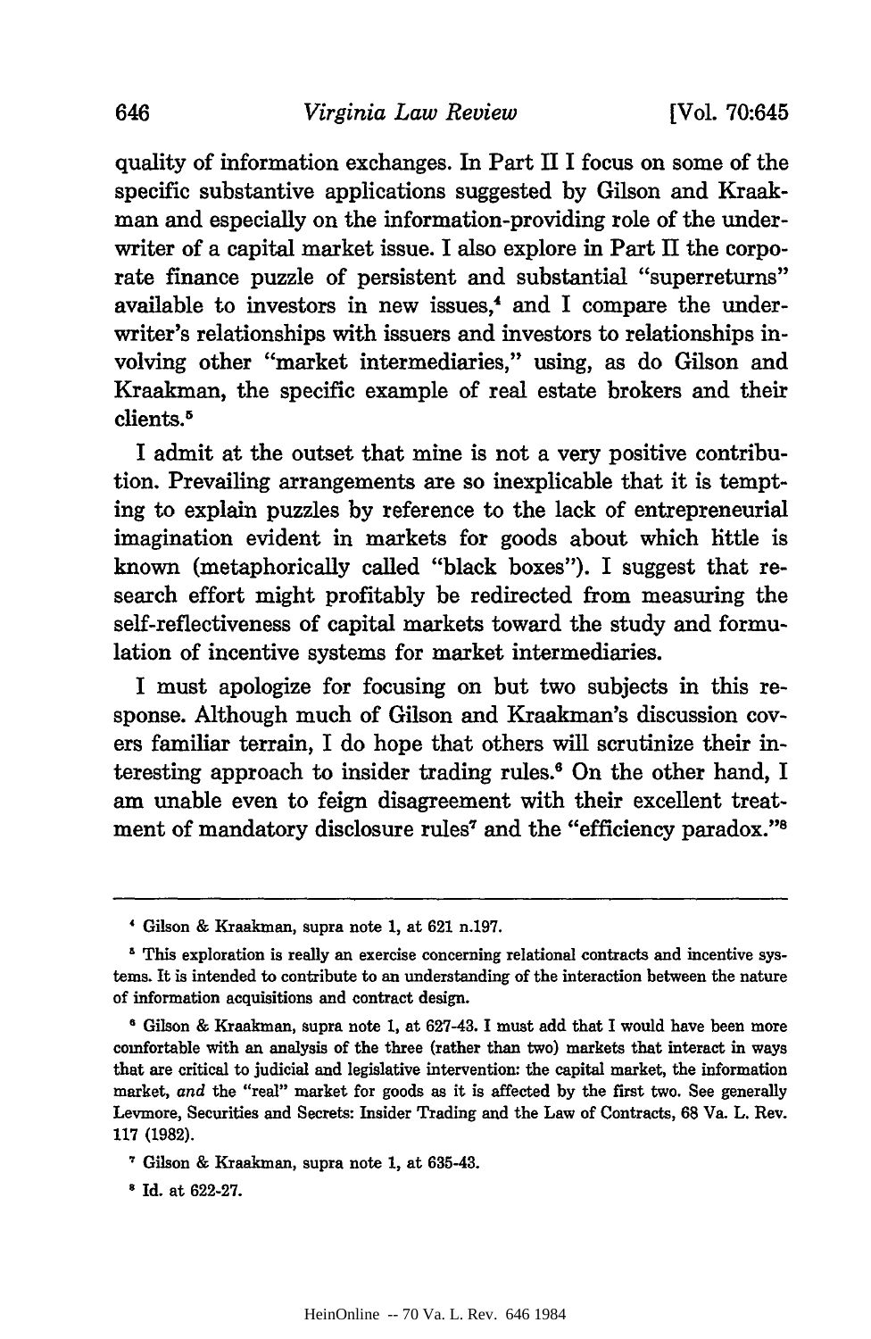quality of information exchanges. In Part II I focus on some of the specific substantive applications suggested by Gilson and Kraakman and especially on the information-providing role of the underwriter of a capital market issue. I also explore in Part II the corporate finance puzzle of persistent and substantial "superreturns" available to investors in new issues,[4] and I compare the underwriter's relationships with issuers and investors to relationships involving other "market intermediaries," using, as do Gilson and Kraakman, the specific example of real estate brokers and their clients.[5]

I admit at the outset that mine is not a very positive contribution. Prevailing arrangements are so inexplicable that it is tempting to explain puzzles by reference to the lack of entrepreneurial imagination evident in markets for goods about which little is known (metaphorically called "black boxes"). I suggest that research effort might profitably be redirected from measuring the self-reflectiveness of capital markets toward the study and formulation of incentive systems for market intermediaries.

I must apologize for focusing on but two subjects in this response. Although much of Gilson and Kraakman's discussion covers familiar terrain, I do hope that others will scrutinize their interesting approach to insider trading rules.[6] On the other hand, I am unable even to feign disagreement with their excellent treatment of mandatory disclosure rules[7] and the "efficiency paradox."[8]

---

[4] Gilson & Kraakman, supra note 1, at 621 n.197.

[5] This exploration is really an exercise concerning relational contracts and incentive systems. It is intended to contribute to an understanding of the interaction between the nature of information acquisitions and contract design.

[6] Gilson & Kraakman, supra note 1, at 627-43. I must add that I would have been more comfortable with an analysis of the three (rather than two) markets that interact in ways that are critical to judicial and legislative intervention: the capital market, the information market, *and* the "real" market for goods as it is affected by the first two. See generally Levmore, Securities and Secrets: Insider Trading and the Law of Contracts, 68 Va. L. Rev. 117 (1982).

[7] Gilson & Kraakman, supra note 1, at 635-43.

[8] Id. at 622-27.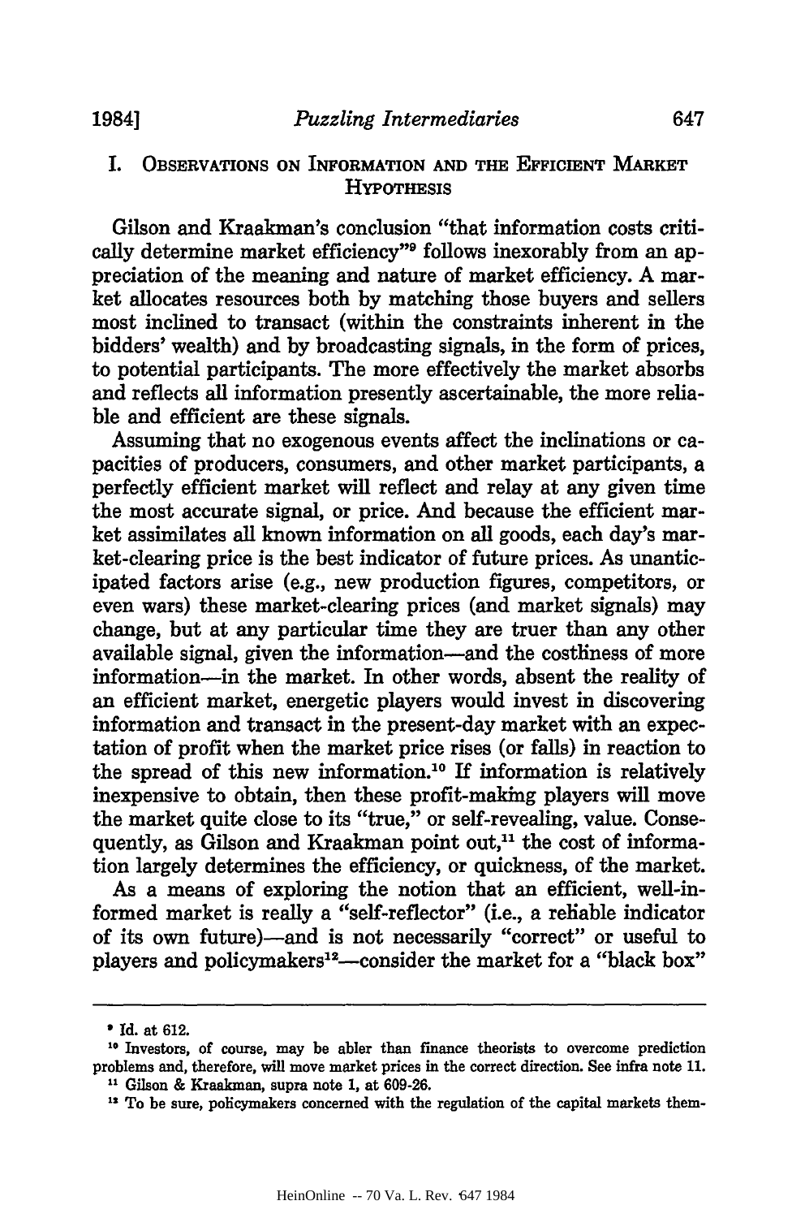## I. Observations on Information and the Efficient Market Hypothesis

Gilson and Kraakman's conclusion "that information costs critically determine market efficiency"[9] follows inexorably from an appreciation of the meaning and nature of market efficiency. A market allocates resources both by matching those buyers and sellers most inclined to transact (within the constraints inherent in the bidders' wealth) and by broadcasting signals, in the form of prices, to potential participants. The more effectively the market absorbs and reflects all information presently ascertainable, the more reliable and efficient are these signals.

Assuming that no exogenous events affect the inclinations or capacities of producers, consumers, and other market participants, a perfectly efficient market will reflect and relay at any given time the most accurate signal, or price. And because the efficient market assimilates all known information on all goods, each day's market-clearing price is the best indicator of future prices. As unanticipated factors arise (e.g., new production figures, competitors, or even wars) these market-clearing prices (and market signals) may change, but at any particular time they are truer than any other available signal, given the information—and the costliness of more information—in the market. In other words, absent the reality of an efficient market, energetic players would invest in discovering information and transact in the present-day market with an expectation of profit when the market price rises (or falls) in reaction to the spread of this new information.[10] If information is relatively inexpensive to obtain, then these profit-making players will move the market quite close to its "true," or self-revealing, value. Consequently, as Gilson and Kraakman point out,[11] the cost of information largely determines the efficiency, or quickness, of the market.

As a means of exploring the notion that an efficient, well-informed market is really a "self-reflector" (i.e., a reliable indicator of its own future)—and is not necessarily "correct" or useful to players and policymakers[12]—consider the market for a "black box"

---

[9] Id. at 612.

[10] Investors, of course, may be abler than finance theorists to overcome prediction problems and, therefore, will move market prices in the correct direction. See infra note 11.

[11] Gilson & Kraakman, supra note 1, at 609-26.

[12] To be sure, policymakers concerned with the regulation of the capital markets them-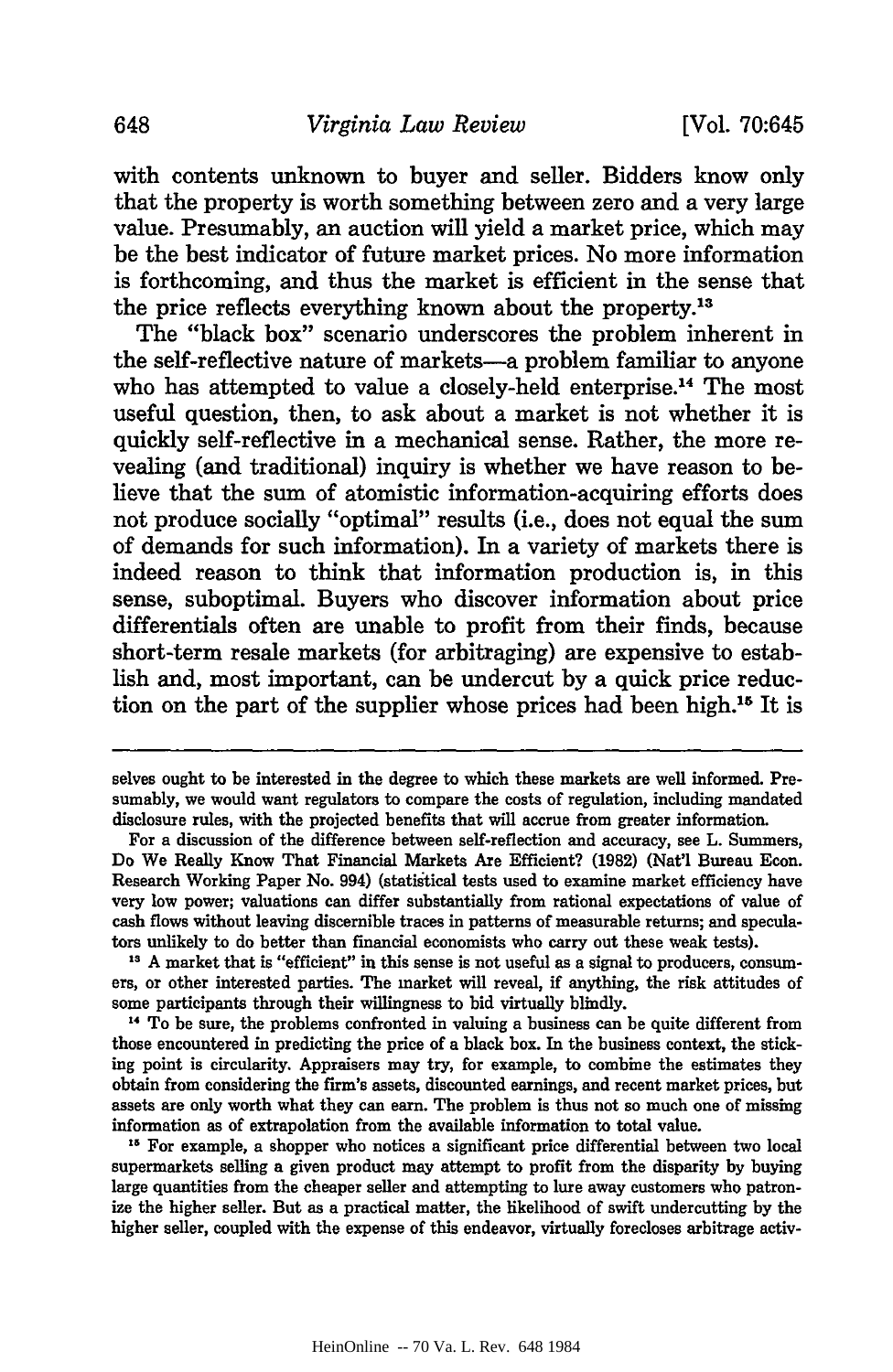with contents unknown to buyer and seller. Bidders know only that the property is worth something between zero and a very large value. Presumably, an auction will yield a market price, which may be the best indicator of future market prices. No more information is forthcoming, and thus the market is efficient in the sense that the price reflects everything known about the property.[13]

The "black box" scenario underscores the problem inherent in the self-reflective nature of markets—a problem familiar to anyone who has attempted to value a closely-held enterprise.[14] The most useful question, then, to ask about a market is not whether it is quickly self-reflective in a mechanical sense. Rather, the more revealing (and traditional) inquiry is whether we have reason to believe that the sum of atomistic information-acquiring efforts does not produce socially "optimal" results (i.e., does not equal the sum of demands for such information). In a variety of markets there is indeed reason to think that information production is, in this sense, suboptimal. Buyers who discover information about price differentials often are unable to profit from their finds, because short-term resale markets (for arbitraging) are expensive to establish and, most important, can be undercut by a quick price reduction on the part of the supplier whose prices had been high.[15] It is

---

selves ought to be interested in the degree to which these markets are well informed. Presumably, we would want regulators to compare the costs of regulation, including mandated disclosure rules, with the projected benefits that will accrue from greater information.

For a discussion of the difference between self-reflection and accuracy, see L. Summers, Do We Really Know That Financial Markets Are Efficient? (1982) (Nat'l Bureau Econ. Research Working Paper No. 994) (statistical tests used to examine market efficiency have very low power; valuations can differ substantially from rational expectations of value of cash flows without leaving discernible traces in patterns of measurable returns; and speculators unlikely to do better than financial economists who carry out these weak tests).

[13] A market that is "efficient" in this sense is not useful as a signal to producers, consumers, or other interested parties. The market will reveal, if anything, the risk attitudes of some participants through their willingness to bid virtually blindly.

[14] To be sure, the problems confronted in valuing a business can be quite different from those encountered in predicting the price of a black box. In the business context, the sticking point is circularity. Appraisers may try, for example, to combine the estimates they obtain from considering the firm's assets, discounted earnings, and recent market prices, but assets are only worth what they can earn. The problem is thus not so much one of missing information as of extrapolation from the available information to total value.

[15] For example, a shopper who notices a significant price differential between two local supermarkets selling a given product may attempt to profit from the disparity by buying large quantities from the cheaper seller and attempting to lure away customers who patronize the higher seller. But as a practical matter, the likelihood of swift undercutting by the higher seller, coupled with the expense of this endeavor, virtually forecloses arbitrage activ-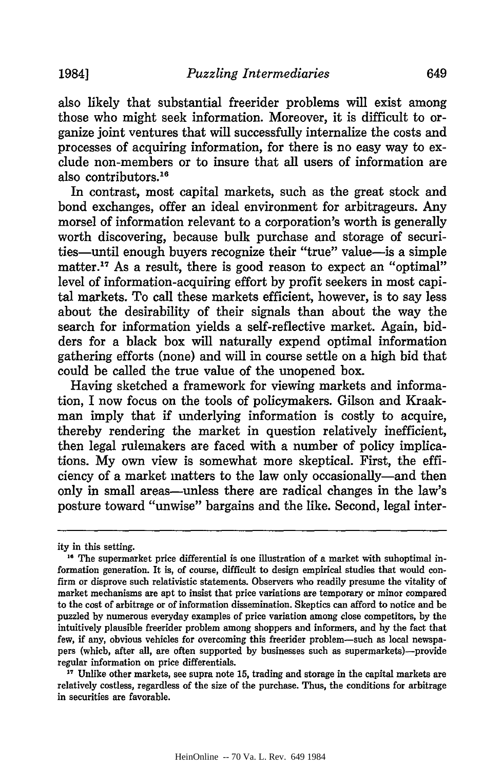also likely that substantial freerider problems will exist among those who might seek information. Moreover, it is difficult to organize joint ventures that will successfully internalize the costs and processes of acquiring information, for there is no easy way to exclude non-members or to insure that all users of information are also contributors.[16]

In contrast, most capital markets, such as the great stock and bond exchanges, offer an ideal environment for arbitrageurs. Any morsel of information relevant to a corporation's worth is generally worth discovering, because bulk purchase and storage of securities—until enough buyers recognize their "true" value—is a simple matter.[17] As a result, there is good reason to expect an "optimal" level of information-acquiring effort by profit seekers in most capital markets. To call these markets efficient, however, is to say less about the desirability of their signals than about the way the search for information yields a self-reflective market. Again, bidders for a black box will naturally expend optimal information gathering efforts (none) and will in course settle on a high bid that could be called the true value of the unopened box.

Having sketched a framework for viewing markets and information, I now focus on the tools of policymakers. Gilson and Kraakman imply that if underlying information is costly to acquire, thereby rendering the market in question relatively inefficient, then legal rulemakers are faced with a number of policy implications. My own view is somewhat more skeptical. First, the efficiency of a market matters to the law only occasionally—and then only in small areas—unless there are radical changes in the law's posture toward "unwise" bargains and the like. Second, legal inter-

---

ity in this setting.

[16] The supermarket price differential is one illustration of a market with suboptimal information generation. It is, of course, difficult to design empirical studies that would confirm or disprove such relativistic statements. Observers who readily presume the vitality of market mechanisms are apt to insist that price variations are temporary or minor compared to the cost of arbitrage or of information dissemination. Skeptics can afford to notice and be puzzled by numerous everyday examples of price variation among close competitors, by the intuitively plausible freerider problem among shoppers and informers, and by the fact that few, if any, obvious vehicles for overcoming this freerider problem—such as local newspapers (which, after all, are often supported by businesses such as supermarkets)—provide regular information on price differentials.

[17] Unlike other markets, see supra note 15, trading and storage in the capital markets are relatively costless, regardless of the size of the purchase. Thus, the conditions for arbitrage in securities are favorable.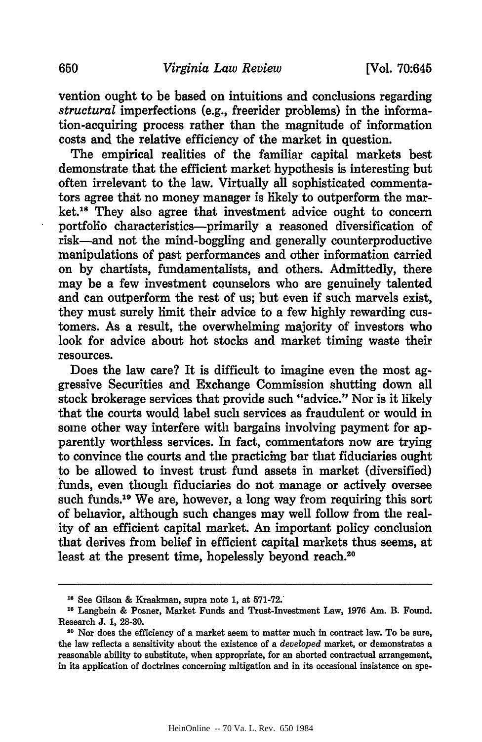vention ought to be based on intuitions and conclusions regarding *structural* imperfections (e.g., freerider problems) in the information-acquiring process rather than the magnitude of information costs and the relative efficiency of the market in question.

The empirical realities of the familiar capital markets best demonstrate that the efficient market hypothesis is interesting but often irrelevant to the law. Virtually all sophisticated commentators agree that no money manager is likely to outperform the market.[18] They also agree that investment advice ought to concern portfolio characteristics—primarily a reasoned diversification of risk—and not the mind-boggling and generally counterproductive manipulations of past performances and other information carried on by chartists, fundamentalists, and others. Admittedly, there may be a few investment counselors who are genuinely talented and can outperform the rest of us; but even if such marvels exist, they must surely limit their advice to a few highly rewarding customers. As a result, the overwhelming majority of investors who look for advice about hot stocks and market timing waste their resources.

Does the law care? It is difficult to imagine even the most aggressive Securities and Exchange Commission shutting down all stock brokerage services that provide such "advice." Nor is it likely that the courts would label such services as fraudulent or would in some other way interfere with bargains involving payment for apparently worthless services. In fact, commentators now are trying to convince the courts and the practicing bar that fiduciaries ought to be allowed to invest trust fund assets in market (diversified) funds, even though fiduciaries do not manage or actively oversee such funds.[19] We are, however, a long way from requiring this sort of behavior, although such changes may well follow from the reality of an efficient capital market. An important policy conclusion that derives from belief in efficient capital markets thus seems, at least at the present time, hopelessly beyond reach.[20]

---

[18] See Gilson & Kraakman, supra note 1, at 571-72.

[19] Langbein & Posner, Market Funds and Trust-Investment Law, 1976 Am. B. Found. Research J. 1, 28-30.

[20] Nor does the efficiency of a market seem to matter much in contract law. To be sure, the law reflects a sensitivity about the existence of a *developed* market, or demonstrates a reasonable ability to substitute, when appropriate, for an aborted contractual arrangement, in its application of doctrines concerning mitigation and in its occasional insistence on spe-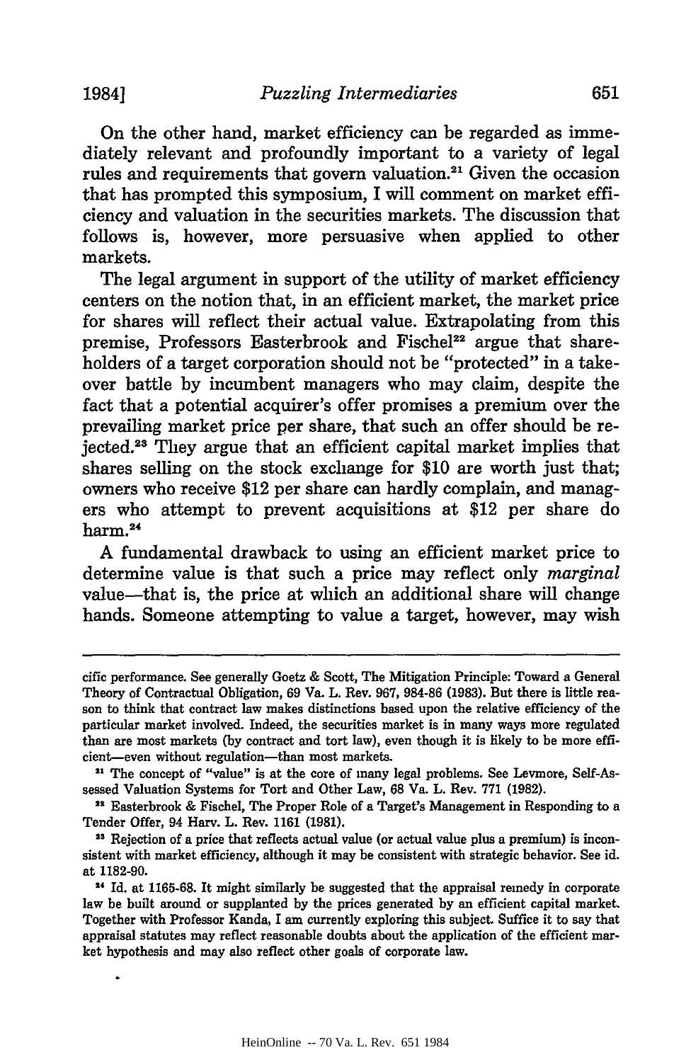On the other hand, market efficiency can be regarded as immediately relevant and profoundly important to a variety of legal rules and requirements that govern valuation.[21] Given the occasion that has prompted this symposium, I will comment on market efficiency and valuation in the securities markets. The discussion that follows is, however, more persuasive when applied to other markets.

The legal argument in support of the utility of market efficiency centers on the notion that, in an efficient market, the market price for shares will reflect their actual value. Extrapolating from this premise, Professors Easterbrook and Fischel[22] argue that shareholders of a target corporation should not be "protected" in a takeover battle by incumbent managers who may claim, despite the fact that a potential acquirer's offer promises a premium over the prevailing market price per share, that such an offer should be rejected.[23] They argue that an efficient capital market implies that shares selling on the stock exchange for $10 are worth just that; owners who receive $12 per share can hardly complain, and managers who attempt to prevent acquisitions at $12 per share do harm.[24]

A fundamental drawback to using an efficient market price to determine value is that such a price may reflect only *marginal* value—that is, the price at which an additional share will change hands. Someone attempting to value a target, however, may wish

---

cific performance. See generally Goetz & Scott, The Mitigation Principle: Toward a General Theory of Contractual Obligation, 69 Va. L. Rev. 967, 984-86 (1983). But there is little reason to think that contract law makes distinctions based upon the relative efficiency of the particular market involved. Indeed, the securities market is in many ways more regulated than are most markets (by contract and tort law), even though it is likely to be more efficient—even without regulation—than most markets.

[21] The concept of "value" is at the core of many legal problems. See Levmore, Self-Assessed Valuation Systems for Tort and Other Law, 68 Va. L. Rev. 771 (1982).

[22] Easterbrook & Fischel, The Proper Role of a Target's Management in Responding to a Tender Offer, 94 Harv. L. Rev. 1161 (1981).

[23] Rejection of a price that reflects actual value (or actual value plus a premium) is inconsistent with market efficiency, although it may be consistent with strategic behavior. See id. at 1182-90.

[24] Id. at 1165-68. It might similarly be suggested that the appraisal remedy in corporate law be built around or supplanted by the prices generated by an efficient capital market. Together with Professor Kanda, I am currently exploring this subject. Suffice it to say that appraisal statutes may reflect reasonable doubts about the application of the efficient market hypothesis and may also reflect other goals of corporate law.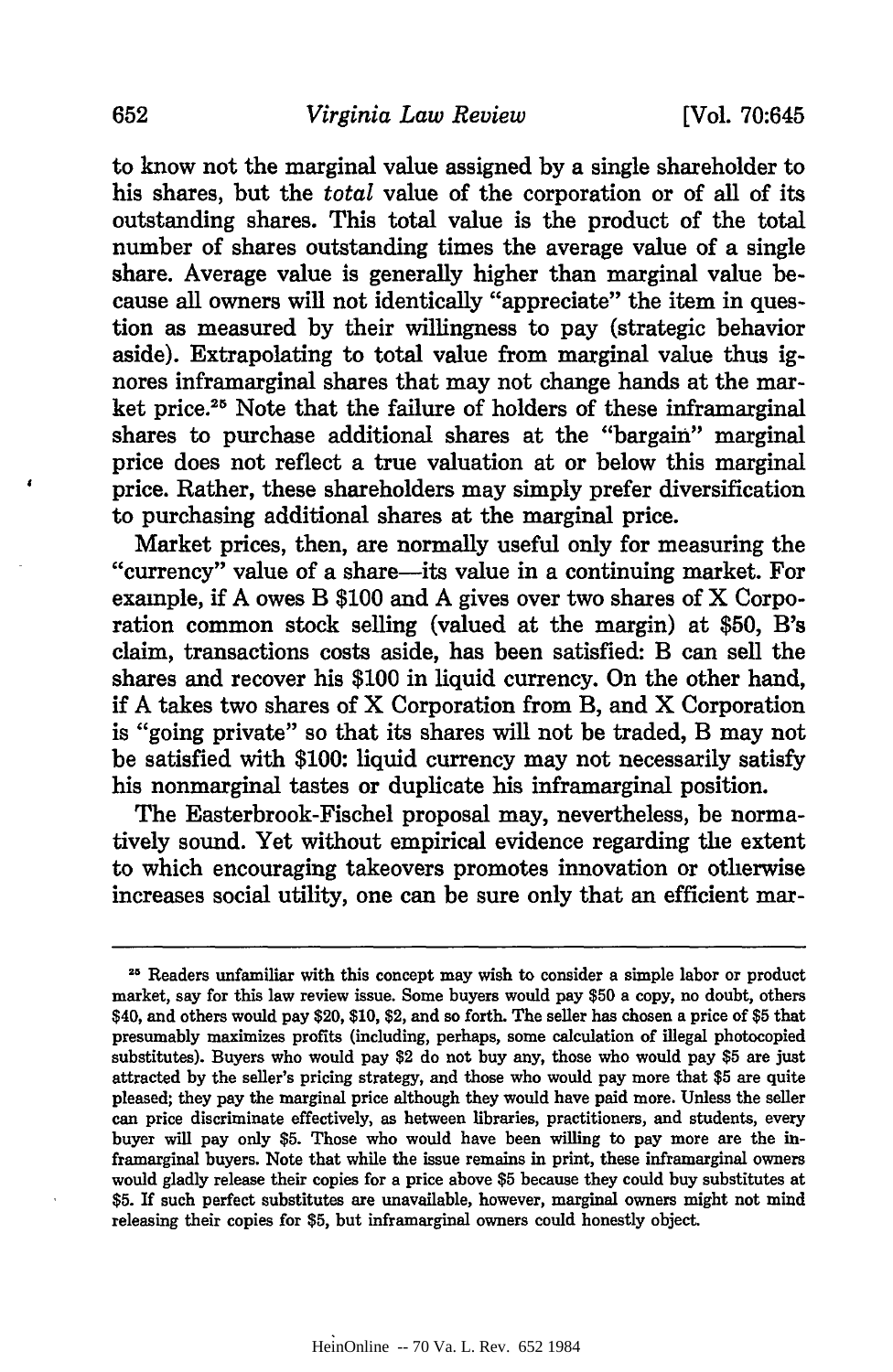to know not the marginal value assigned by a single shareholder to his shares, but the *total* value of the corporation or of all of its outstanding shares. This total value is the product of the total number of shares outstanding times the average value of a single share. Average value is generally higher than marginal value because all owners will not identically "appreciate" the item in question as measured by their willingness to pay (strategic behavior aside). Extrapolating to total value from marginal value thus ignores inframarginal shares that may not change hands at the market price.[25] Note that the failure of holders of these inframarginal shares to purchase additional shares at the "bargain" marginal price does not reflect a true valuation at or below this marginal price. Rather, these shareholders may simply prefer diversification to purchasing additional shares at the marginal price.

Market prices, then, are normally useful only for measuring the "currency" value of a share—its value in a continuing market. For example, if A owes B $100 and A gives over two shares of X Corporation common stock selling (valued at the margin) at $50, B's claim, transactions costs aside, has been satisfied: B can sell the shares and recover his $100 in liquid currency. On the other hand, if A takes two shares of X Corporation from B, and X Corporation is "going private" so that its shares will not be traded, B may not be satisfied with $100: liquid currency may not necessarily satisfy his nonmarginal tastes or duplicate his inframarginal position.

The Easterbrook-Fischel proposal may, nevertheless, be normatively sound. Yet without empirical evidence regarding the extent to which encouraging takeovers promotes innovation or otherwise increases social utility, one can be sure only that an efficient mar-

---

[25] Readers unfamiliar with this concept may wish to consider a simple labor or product market, say for this law review issue. Some buyers would pay $50 a copy, no doubt, others $40, and others would pay $20, $10, $2, and so forth. The seller has chosen a price of $5 that presumably maximizes profits (including, perhaps, some calculation of illegal photocopied substitutes). Buyers who would pay $2 do not buy any, those who would pay $5 are just attracted by the seller's pricing strategy, and those who would pay more that $5 are quite pleased; they pay the marginal price although they would have paid more. Unless the seller can price discriminate effectively, as between libraries, practitioners, and students, every buyer will pay only $5. Those who would have been willing to pay more are the inframarginal buyers. Note that while the issue remains in print, these inframarginal owners would gladly release their copies for a price above $5 because they could buy substitutes at $5. If such perfect substitutes are unavailable, however, marginal owners might not mind releasing their copies for $5, but inframarginal owners could honestly object.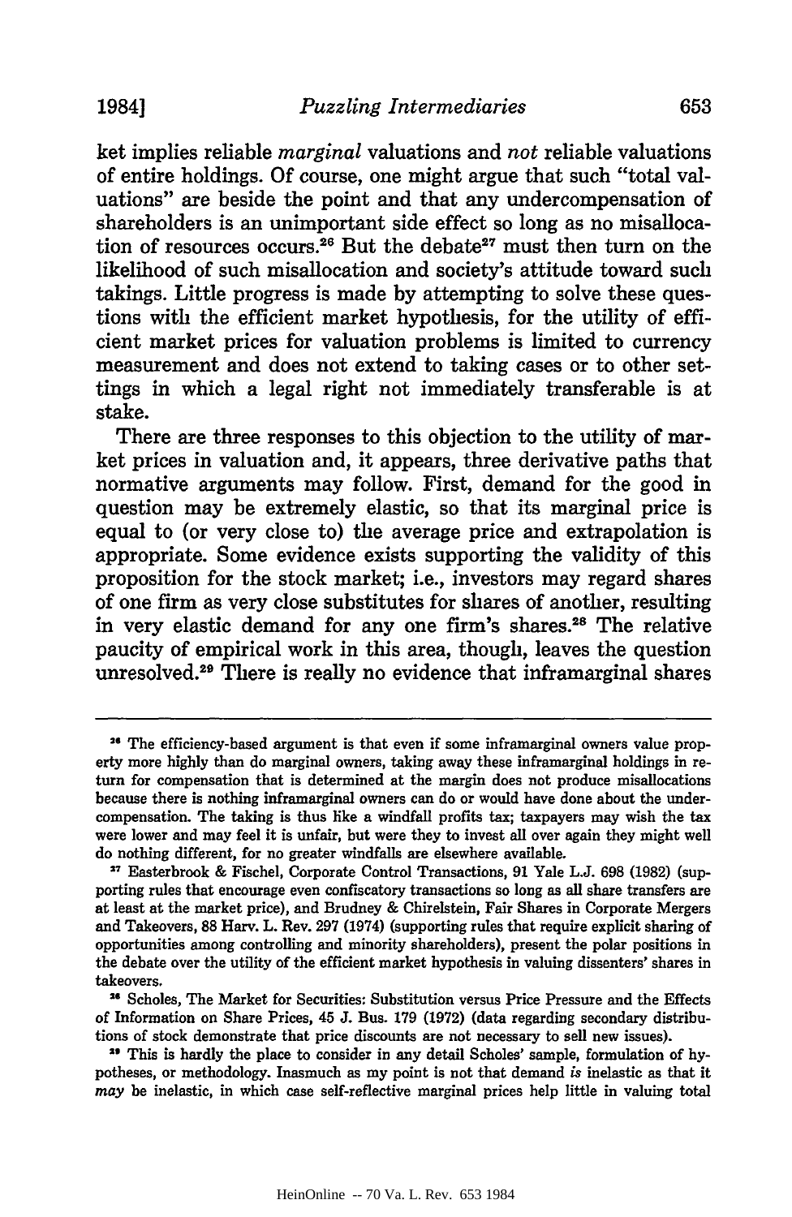ket implies reliable *marginal* valuations and *not* reliable valuations of entire holdings. Of course, one might argue that such "total valuations" are beside the point and that any undercompensation of shareholders is an unimportant side effect so long as no misallocation of resources occurs.[26] But the debate[27] must then turn on the likelihood of such misallocation and society's attitude toward such takings. Little progress is made by attempting to solve these questions with the efficient market hypothesis, for the utility of efficient market prices for valuation problems is limited to currency measurement and does not extend to taking cases or to other settings in which a legal right not immediately transferable is at stake.

There are three responses to this objection to the utility of market prices in valuation and, it appears, three derivative paths that normative arguments may follow. First, demand for the good in question may be extremely elastic, so that its marginal price is equal to (or very close to) the average price and extrapolation is appropriate. Some evidence exists supporting the validity of this proposition for the stock market; i.e., investors may regard shares of one firm as very close substitutes for shares of another, resulting in very elastic demand for any one firm's shares.[28] The relative paucity of empirical work in this area, though, leaves the question unresolved.[29] There is really no evidence that inframarginal shares

---

[26] The efficiency-based argument is that even if some inframarginal owners value property more highly than do marginal owners, taking away these inframarginal holdings in return for compensation that is determined at the margin does not produce misallocations because there is nothing inframarginal owners can do or would have done about the undercompensation. The taking is thus like a windfall profits tax; taxpayers may wish the tax were lower and may feel it is unfair, but were they to invest all over again they might well do nothing different, for no greater windfalls are elsewhere available.

[27] Easterbrook & Fischel, Corporate Control Transactions, 91 Yale L.J. 698 (1982) (supporting rules that encourage even confiscatory transactions so long as all share transfers are at least at the market price), and Brudney & Chirelstein, Fair Shares in Corporate Mergers and Takeovers, 88 Harv. L. Rev. 297 (1974) (supporting rules that require explicit sharing of opportunities among controlling and minority shareholders), present the polar positions in the debate over the utility of the efficient market hypothesis in valuing dissenters' shares in takeovers.

[28] Scholes, The Market for Securities: Substitution versus Price Pressure and the Effects of Information on Share Prices, 45 J. Bus. 179 (1972) (data regarding secondary distributions of stock demonstrate that price discounts are not necessary to sell new issues).

[29] This is hardly the place to consider in any detail Scholes' sample, formulation of hypotheses, or methodology. Inasmuch as my point is not that demand *is* inelastic as that it *may* be inelastic, in which case self-reflective marginal prices help little in valuing total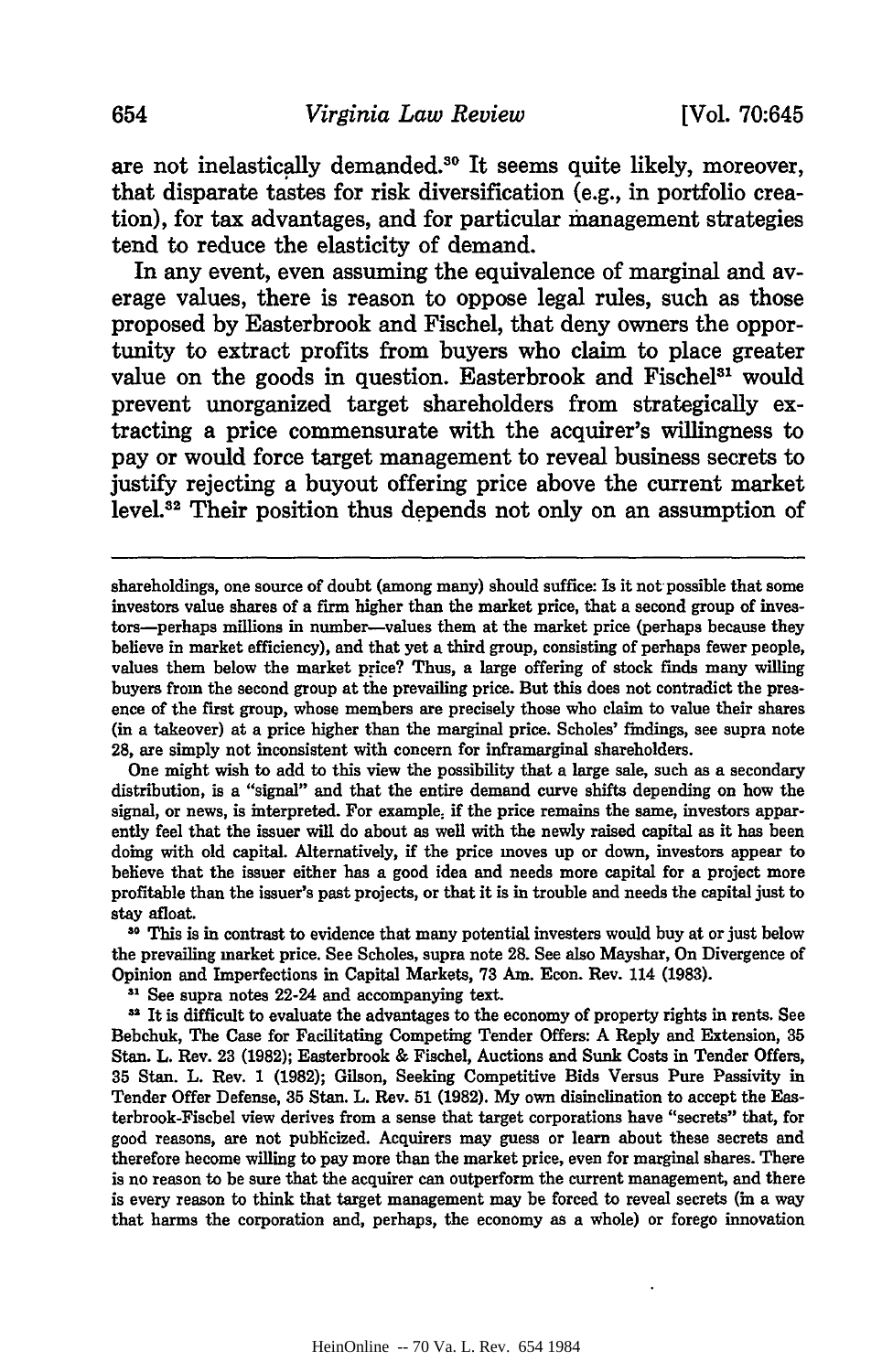are not inelastically demanded.[30] It seems quite likely, moreover, that disparate tastes for risk diversification (e.g., in portfolio creation), for tax advantages, and for particular management strategies tend to reduce the elasticity of demand.

In any event, even assuming the equivalence of marginal and average values, there is reason to oppose legal rules, such as those proposed by Easterbrook and Fischel, that deny owners the opportunity to extract profits from buyers who claim to place greater value on the goods in question. Easterbrook and Fischel[31] would prevent unorganized target shareholders from strategically extracting a price commensurate with the acquirer's willingness to pay or would force target management to reveal business secrets to justify rejecting a buyout offering price above the current market level.[32] Their position thus depends not only on an assumption of

---

shareholdings, one source of doubt (among many) should suffice: Is it not possible that some investors value shares of a firm higher than the market price, that a second group of investors—perhaps millions in number—values them at the market price (perhaps because they believe in market efficiency), and that yet a third group, consisting of perhaps fewer people, values them below the market price? Thus, a large offering of stock finds many willing buyers from the second group at the prevailing price. But this does not contradict the presence of the first group, whose members are precisely those who claim to value their shares (in a takeover) at a price higher than the marginal price. Scholes' findings, see supra note 28, are simply not inconsistent with concern for inframarginal shareholders.

One might wish to add to this view the possibility that a large sale, such as a secondary distribution, is a "signal" and that the entire demand curve shifts depending on how the signal, or news, is interpreted. For example, if the price remains the same, investors apparently feel that the issuer will do about as well with the newly raised capital as it has been doing with old capital. Alternatively, if the price moves up or down, investors appear to believe that the issuer either has a good idea and needs more capital for a project more profitable than the issuer's past projects, or that it is in trouble and needs the capital just to stay afloat.

[30] This is in contrast to evidence that many potential investers would buy at or just below the prevailing market price. See Scholes, supra note 28. See also Mayshar, On Divergence of Opinion and Imperfections in Capital Markets, 73 Am. Econ. Rev. 114 (1983).

[31] See supra notes 22-24 and accompanying text.

[32] It is difficult to evaluate the advantages to the economy of property rights in rents. See Bebchuk, The Case for Facilitating Competing Tender Offers: A Reply and Extension, 35 Stan. L. Rev. 23 (1982); Easterbrook & Fischel, Auctions and Sunk Costs in Tender Offers, 35 Stan. L. Rev. 1 (1982); Gilson, Seeking Competitive Bids Versus Pure Passivity in Tender Offer Defense, 35 Stan. L. Rev. 51 (1982). My own disinclination to accept the Easterbrook-Fischel view derives from a sense that target corporations have "secrets" that, for good reasons, are not publicized. Acquirers may guess or learn about these secrets and therefore become willing to pay more than the market price, even for marginal shares. There is no reason to be sure that the acquirer can outperform the current management, and there is every reason to think that target management may be forced to reveal secrets (in a way that harms the corporation and, perhaps, the economy as a whole) or forego innovation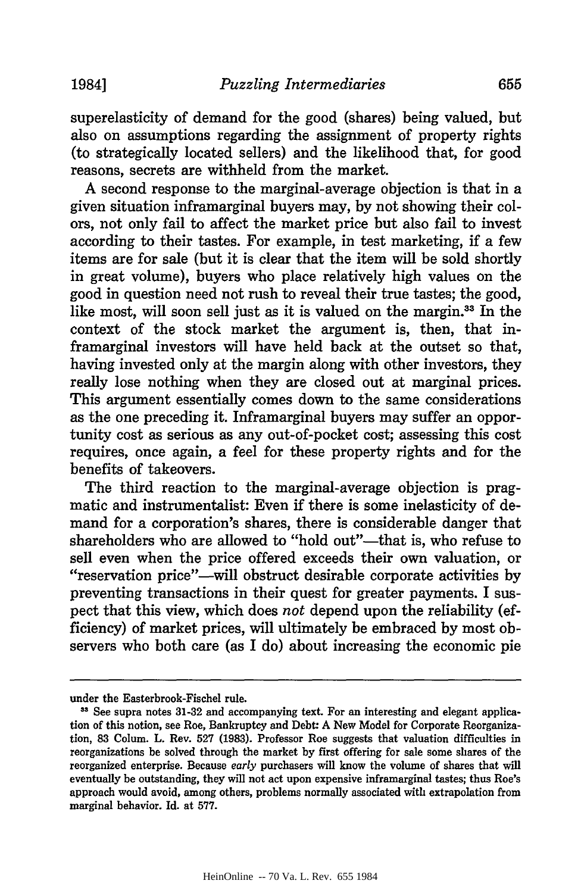superelasticity of demand for the good (shares) being valued, but also on assumptions regarding the assignment of property rights (to strategically located sellers) and the likelihood that, for good reasons, secrets are withheld from the market.

A second response to the marginal-average objection is that in a given situation inframarginal buyers may, by not showing their colors, not only fail to affect the market price but also fail to invest according to their tastes. For example, in test marketing, if a few items are for sale (but it is clear that the item will be sold shortly in great volume), buyers who place relatively high values on the good in question need not rush to reveal their true tastes; the good, like most, will soon sell just as it is valued on the margin.[33] In the context of the stock market the argument is, then, that inframarginal investors will have held back at the outset so that, having invested only at the margin along with other investors, they really lose nothing when they are closed out at marginal prices. This argument essentially comes down to the same considerations as the one preceding it. Inframarginal buyers may suffer an opportunity cost as serious as any out-of-pocket cost; assessing this cost requires, once again, a feel for these property rights and for the benefits of takeovers.

The third reaction to the marginal-average objection is pragmatic and instrumentalist: Even if there is some inelasticity of demand for a corporation's shares, there is considerable danger that shareholders who are allowed to "hold out"—that is, who refuse to sell even when the price offered exceeds their own valuation, or "reservation price"—will obstruct desirable corporate activities by preventing transactions in their quest for greater payments. I suspect that this view, which does *not* depend upon the reliability (efficiency) of market prices, will ultimately be embraced by most observers who both care (as I do) about increasing the economic pie

---

under the Easterbrook-Fischel rule.

[33] See supra notes 31-32 and accompanying text. For an interesting and elegant application of this notion, see Roe, Bankruptcy and Debt: A New Model for Corporate Reorganization, 83 Colum. L. Rev. 527 (1983). Professor Roe suggests that valuation difficulties in reorganizations be solved through the market by first offering for sale some shares of the reorganized enterprise. Because *early* purchasers will know the volume of shares that will eventually be outstanding, they will not act upon expensive inframarginal tastes; thus Roe's approach would avoid, among others, problems normally associated with extrapolation from marginal behavior. Id. at 577.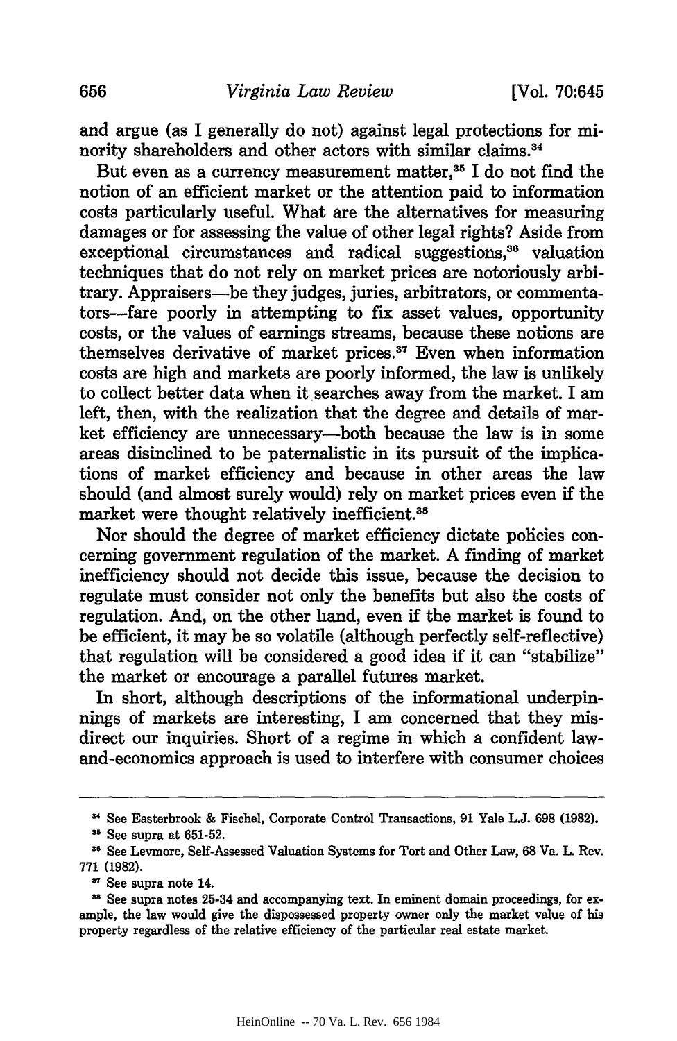and argue (as I generally do not) against legal protections for minority shareholders and other actors with similar claims.[34]

But even as a currency measurement matter,[35] I do not find the notion of an efficient market or the attention paid to information costs particularly useful. What are the alternatives for measuring damages or for assessing the value of other legal rights? Aside from exceptional circumstances and radical suggestions,[36] valuation techniques that do not rely on market prices are notoriously arbitrary. Appraisers—be they judges, juries, arbitrators, or commentators—fare poorly in attempting to fix asset values, opportunity costs, or the values of earnings streams, because these notions are themselves derivative of market prices.[37] Even when information costs are high and markets are poorly informed, the law is unlikely to collect better data when it searches away from the market. I am left, then, with the realization that the degree and details of market efficiency are unnecessary—both because the law is in some areas disinclined to be paternalistic in its pursuit of the implications of market efficiency and because in other areas the law should (and almost surely would) rely on market prices even if the market were thought relatively inefficient.[38]

Nor should the degree of market efficiency dictate policies concerning government regulation of the market. A finding of market inefficiency should not decide this issue, because the decision to regulate must consider not only the benefits but also the costs of regulation. And, on the other hand, even if the market is found to be efficient, it may be so volatile (although perfectly self-reflective) that regulation will be considered a good idea if it can "stabilize" the market or encourage a parallel futures market.

In short, although descriptions of the informational underpinnings of markets are interesting, I am concerned that they misdirect our inquiries. Short of a regime in which a confident law-and-economics approach is used to interfere with consumer choices

---

[34] See Easterbrook & Fischel, Corporate Control Transactions, 91 Yale L.J. 698 (1982).

[35] See supra at 651-52.

[36] See Levmore, Self-Assessed Valuation Systems for Tort and Other Law, 68 Va. L. Rev. 771 (1982).

[37] See supra note 14.

[38] See supra notes 25-34 and accompanying text. In eminent domain proceedings, for example, the law would give the dispossessed property owner only the market value of his property regardless of the relative efficiency of the particular real estate market.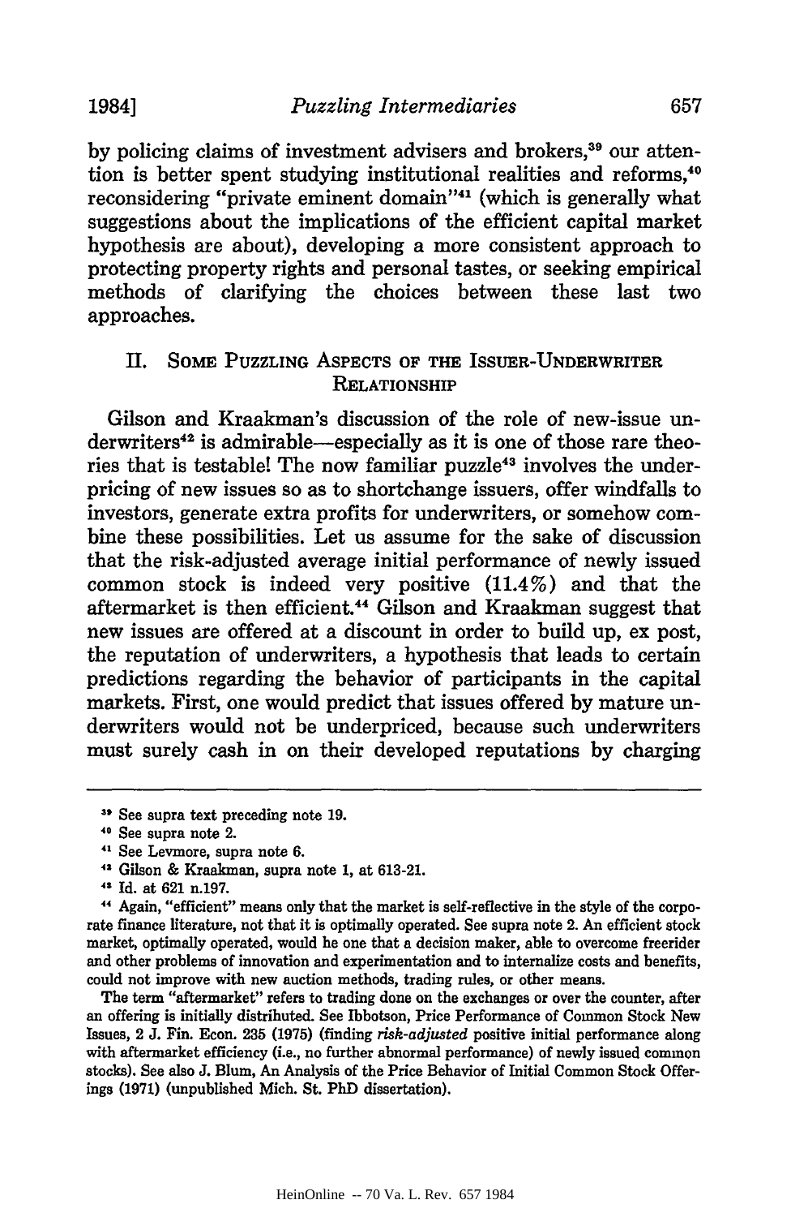by policing claims of investment advisers and brokers,[39] our attention is better spent studying institutional realities and reforms,[40] reconsidering "private eminent domain"[41] (which is generally what suggestions about the implications of the efficient capital market hypothesis are about), developing a more consistent approach to protecting property rights and personal tastes, or seeking empirical methods of clarifying the choices between these last two approaches.

## II. Some Puzzling Aspects of the Issuer-Underwriter Relationship

Gilson and Kraakman's discussion of the role of new-issue underwriters[42] is admirable—especially as it is one of those rare theories that is testable! The now familiar puzzle[43] involves the underpricing of new issues so as to shortchange issuers, offer windfalls to investors, generate extra profits for underwriters, or somehow combine these possibilities. Let us assume for the sake of discussion that the risk-adjusted average initial performance of newly issued common stock is indeed very positive (11.4%) and that the aftermarket is then efficient.[44] Gilson and Kraakman suggest that new issues are offered at a discount in order to build up, ex post, the reputation of underwriters, a hypothesis that leads to certain predictions regarding the behavior of participants in the capital markets. First, one would predict that issues offered by mature underwriters would not be underpriced, because such underwriters must surely cash in on their developed reputations by charging

---

[39] See supra text preceding note 19.

[40] See supra note 2.

[41] See Levmore, supra note 6.

[42] Gilson & Kraakman, supra note 1, at 613-21.

[43] Id. at 621 n.197.

[44] Again, "efficient" means only that the market is self-reflective in the style of the corporate finance literature, not that it is optimally operated. See supra note 2. An efficient stock market, optimally operated, would be one that a decision maker, able to overcome freerider and other problems of innovation and experimentation and to internalize costs and benefits, could not improve with new auction methods, trading rules, or other means.

The term "aftermarket" refers to trading done on the exchanges or over the counter, after an offering is initially distributed. See Ibbotson, Price Performance of Common Stock New Issues, 2 J. Fin. Econ. 235 (1975) (finding *risk-adjusted* positive initial performance along with aftermarket efficiency (i.e., no further abnormal performance) of newly issued common stocks). See also J. Blum, An Analysis of the Price Behavior of Initial Common Stock Offerings (1971) (unpublished Mich. St. PhD dissertation).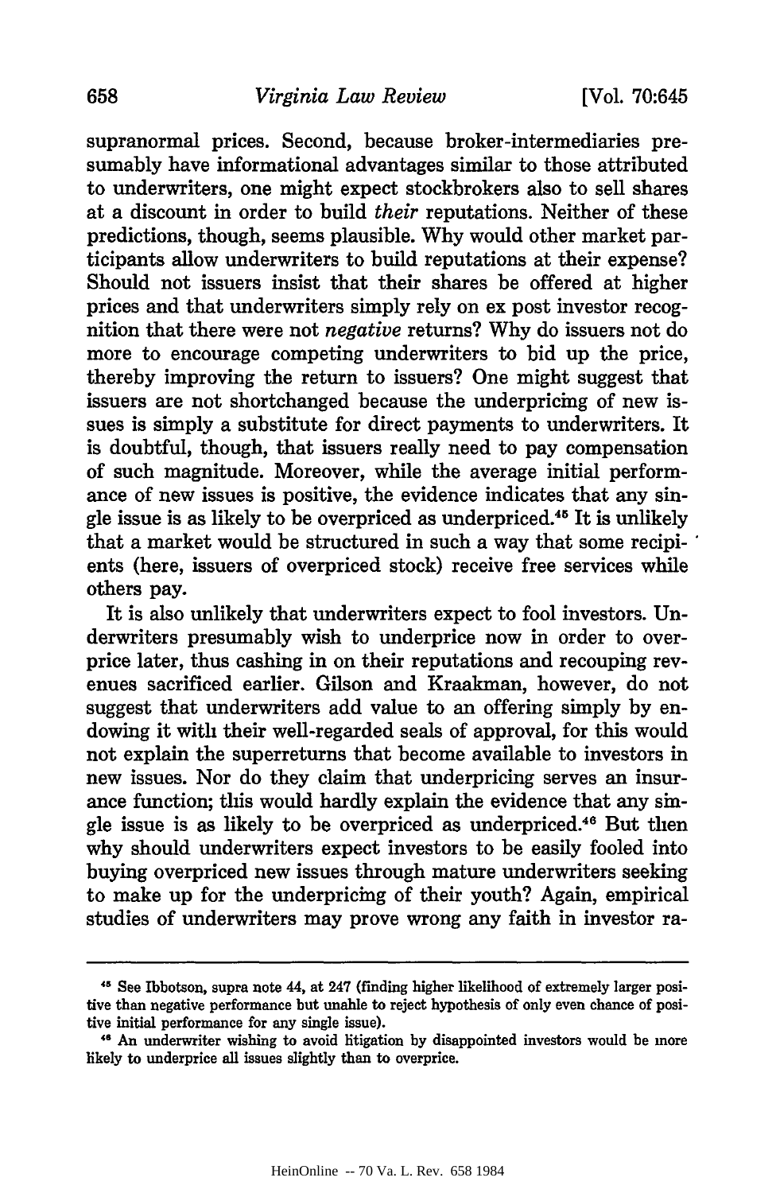supranormal prices. Second, because broker-intermediaries presumably have informational advantages similar to those attributed to underwriters, one might expect stockbrokers also to sell shares at a discount in order to build *their* reputations. Neither of these predictions, though, seems plausible. Why would other market participants allow underwriters to build reputations at their expense? Should not issuers insist that their shares be offered at higher prices and that underwriters simply rely on ex post investor recognition that there were not *negative* returns? Why do issuers not do more to encourage competing underwriters to bid up the price, thereby improving the return to issuers? One might suggest that issuers are not shortchanged because the underpricing of new issues is simply a substitute for direct payments to underwriters. It is doubtful, though, that issuers really need to pay compensation of such magnitude. Moreover, while the average initial performance of new issues is positive, the evidence indicates that any single issue is as likely to be overpriced as underpriced.[45] It is unlikely that a market would be structured in such a way that some recipients (here, issuers of overpriced stock) receive free services while others pay.

It is also unlikely that underwriters expect to fool investors. Underwriters presumably wish to underprice now in order to overprice later, thus cashing in on their reputations and recouping revenues sacrificed earlier. Gilson and Kraakman, however, do not suggest that underwriters add value to an offering simply by endowing it with their well-regarded seals of approval, for this would not explain the superreturns that become available to investors in new issues. Nor do they claim that underpricing serves an insurance function; this would hardly explain the evidence that any single issue is as likely to be overpriced as underpriced.[46] But then why should underwriters expect investors to be easily fooled into buying overpriced new issues through mature underwriters seeking to make up for the underpricing of their youth? Again, empirical studies of underwriters may prove wrong any faith in investor ra-

---

[45] See Ibbotson, supra note 44, at 247 (finding higher likelihood of extremely larger positive than negative performance but unable to reject hypothesis of only even chance of positive initial performance for any single issue).

[46] An underwriter wishing to avoid litigation by disappointed investors would be more likely to underprice all issues slightly than to overprice.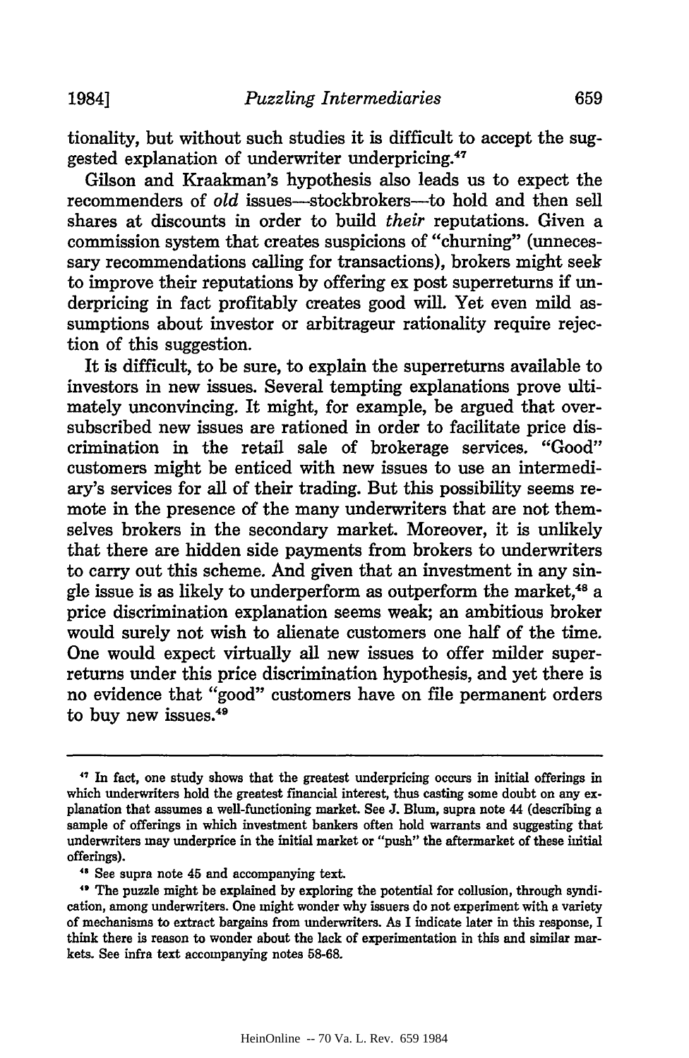tionality, but without such studies it is difficult to accept the suggested explanation of underwriter underpricing.[47]

Gilson and Kraakman's hypothesis also leads us to expect the recommenders of *old* issues—stockbrokers—to hold and then sell shares at discounts in order to build *their* reputations. Given a commission system that creates suspicions of "churning" (unnecessary recommendations calling for transactions), brokers might seek to improve their reputations by offering ex post superreturns if underpricing in fact profitably creates good will. Yet even mild assumptions about investor or arbitrageur rationality require rejection of this suggestion.

It is difficult, to be sure, to explain the superreturns available to investors in new issues. Several tempting explanations prove ultimately unconvincing. It might, for example, be argued that oversubscribed new issues are rationed in order to facilitate price discrimination in the retail sale of brokerage services. "Good" customers might be enticed with new issues to use an intermediary's services for all of their trading. But this possibility seems remote in the presence of the many underwriters that are not themselves brokers in the secondary market. Moreover, it is unlikely that there are hidden side payments from brokers to underwriters to carry out this scheme. And given that an investment in any single issue is as likely to underperform as outperform the market,[48] a price discrimination explanation seems weak; an ambitious broker would surely not wish to alienate customers one half of the time. One would expect virtually all new issues to offer milder superreturns under this price discrimination hypothesis, and yet there is no evidence that "good" customers have on file permanent orders to buy new issues.[49]

---

[47] In fact, one study shows that the greatest underpricing occurs in initial offerings in which underwriters hold the greatest financial interest, thus casting some doubt on any explanation that assumes a well-functioning market. See J. Blum, supra note 44 (describing a sample of offerings in which investment bankers often hold warrants and suggesting that underwriters may underprice in the initial market or "push" the aftermarket of these initial offerings).

[48] See supra note 45 and accompanying text.

[49] The puzzle might be explained by exploring the potential for collusion, through syndication, among underwriters. One might wonder why issuers do not experiment with a variety of mechanisms to extract bargains from underwriters. As I indicate later in this response, I think there is reason to wonder about the lack of experimentation in this and similar markets. See infra text accompanying notes 58-68.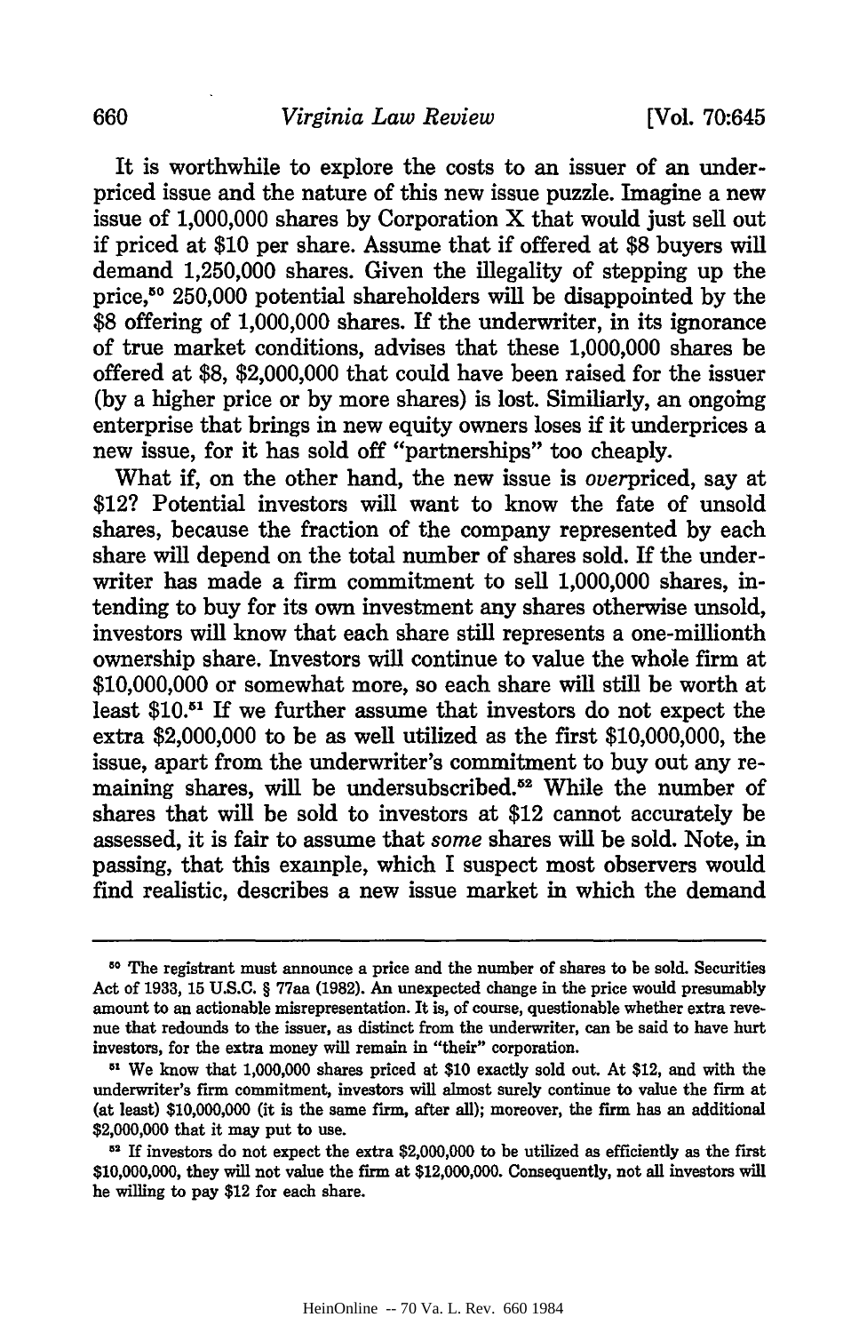It is worthwhile to explore the costs to an issuer of an underpriced issue and the nature of this new issue puzzle. Imagine a new issue of 1,000,000 shares by Corporation X that would just sell out if priced at $10 per share. Assume that if offered at $8 buyers will demand 1,250,000 shares. Given the illegality of stepping up the price,[50] 250,000 potential shareholders will be disappointed by the $8 offering of 1,000,000 shares. If the underwriter, in its ignorance of true market conditions, advises that these 1,000,000 shares be offered at $8, $2,000,000 that could have been raised for the issuer (by a higher price or by more shares) is lost. Similiarly, an ongoing enterprise that brings in new equity owners loses if it underprices a new issue, for it has sold off "partnerships" too cheaply.

What if, on the other hand, the new issue is *over*priced, say at $12? Potential investors will want to know the fate of unsold shares, because the fraction of the company represented by each share will depend on the total number of shares sold. If the underwriter has made a firm commitment to sell 1,000,000 shares, intending to buy for its own investment any shares otherwise unsold, investors will know that each share still represents a one-millionth ownership share. Investors will continue to value the whole firm at $10,000,000 or somewhat more, so each share will still be worth at least $10.[51] If we further assume that investors do not expect the extra $2,000,000 to be as well utilized as the first $10,000,000, the issue, apart from the underwriter's commitment to buy out any remaining shares, will be undersubscribed.[52] While the number of shares that will be sold to investors at $12 cannot accurately be assessed, it is fair to assume that *some* shares will be sold. Note, in passing, that this example, which I suspect most observers would find realistic, describes a new issue market in which the demand

---

[50] The registrant must announce a price and the number of shares to be sold. Securities Act of 1933, 15 U.S.C. § 77aa (1982). An unexpected change in the price would presumably amount to an actionable misrepresentation. It is, of course, questionable whether extra revenue that redounds to the issuer, as distinct from the underwriter, can be said to have hurt investors, for the extra money will remain in "their" corporation.

[51] We know that 1,000,000 shares priced at $10 exactly sold out. At $12, and with the underwriter's firm commitment, investors will almost surely continue to value the firm at (at least) $10,000,000 (it is the same firm, after all); moreover, the firm has an additional $2,000,000 that it may put to use.

[52] If investors do not expect the extra $2,000,000 to be utilized as efficiently as the first $10,000,000, they will not value the firm at $12,000,000. Consequently, not all investors will be willing to pay $12 for each share.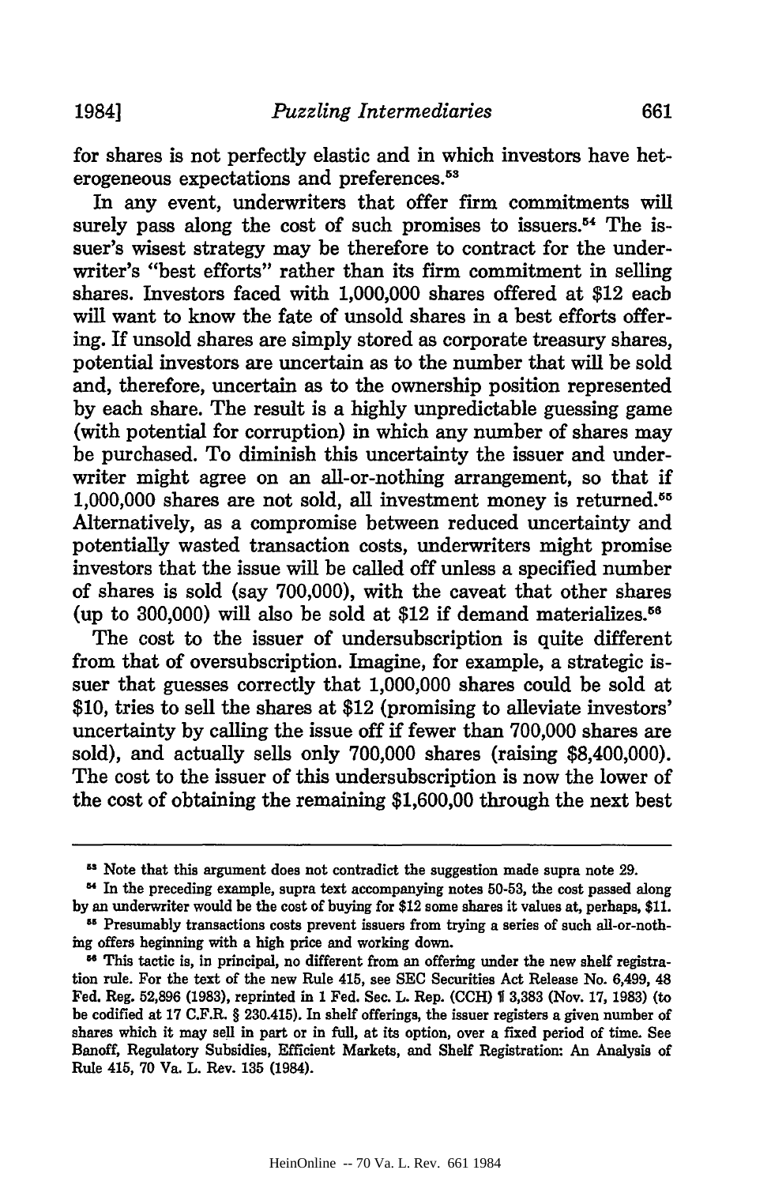for shares is not perfectly elastic and in which investors have heterogeneous expectations and preferences.[53]

In any event, underwriters that offer firm commitments will surely pass along the cost of such promises to issuers.[54] The issuer's wisest strategy may be therefore to contract for the underwriter's "best efforts" rather than its firm commitment in selling shares. Investors faced with 1,000,000 shares offered at $12 each will want to know the fate of unsold shares in a best efforts offering. If unsold shares are simply stored as corporate treasury shares, potential investors are uncertain as to the number that will be sold and, therefore, uncertain as to the ownership position represented by each share. The result is a highly unpredictable guessing game (with potential for corruption) in which any number of shares may be purchased. To diminish this uncertainty the issuer and underwriter might agree on an all-or-nothing arrangement, so that if 1,000,000 shares are not sold, all investment money is returned.[55] Alternatively, as a compromise between reduced uncertainty and potentially wasted transaction costs, underwriters might promise investors that the issue will be called off unless a specified number of shares is sold (say 700,000), with the caveat that other shares (up to 300,000) will also be sold at $12 if demand materializes.[56]

The cost to the issuer of undersubscription is quite different from that of oversubscription. Imagine, for example, a strategic issuer that guesses correctly that 1,000,000 shares could be sold at $10, tries to sell the shares at $12 (promising to alleviate investors' uncertainty by calling the issue off if fewer than 700,000 shares are sold), and actually sells only 700,000 shares (raising $8,400,000). The cost to the issuer of this undersubscription is now the lower of the cost of obtaining the remaining $1,600,00 through the next best

---

[53] Note that this argument does not contradict the suggestion made supra note 29.

[54] In the preceding example, supra text accompanying notes 50-53, the cost passed along by an underwriter would be the cost of buying for $12 some shares it values at, perhaps, $11.

[55] Presumably transactions costs prevent issuers from trying a series of such all-or-nothing offers beginning with a high price and working down.

[56] This tactic is, in principal, no different from an offering under the new shelf registration rule. For the text of the new Rule 415, see SEC Securities Act Release No. 6,499, 48 Fed. Reg. 52,896 (1983), reprinted in 1 Fed. Sec. L. Rep. (CCH) ¶ 3,383 (Nov. 17, 1983) (to be codified at 17 C.F.R. § 230.415). In shelf offerings, the issuer registers a given number of shares which it may sell in part or in full, at its option, over a fixed period of time. See Banoff, Regulatory Subsidies, Efficient Markets, and Shelf Registration: An Analysis of Rule 415, 70 Va. L. Rev. 135 (1984).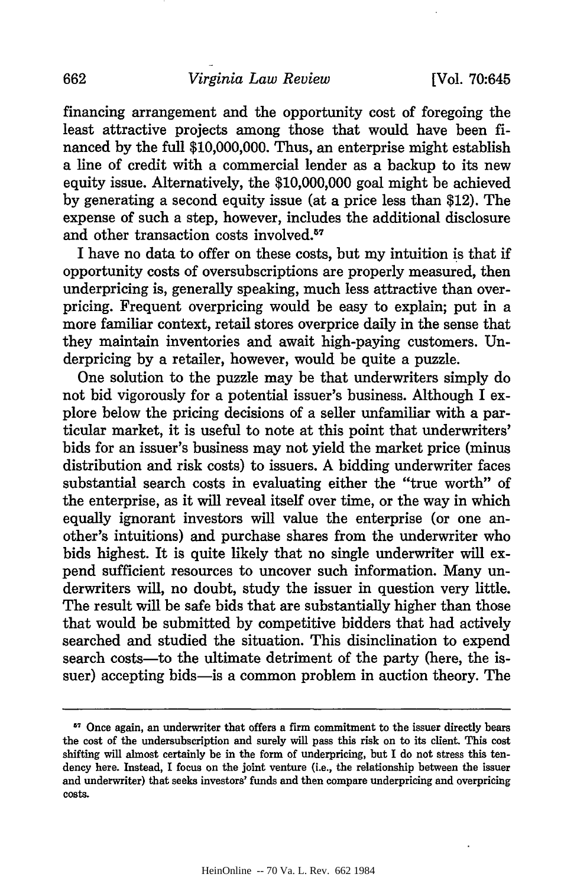financing arrangement and the opportunity cost of foregoing the least attractive projects among those that would have been financed by the full $10,000,000. Thus, an enterprise might establish a line of credit with a commercial lender as a backup to its new equity issue. Alternatively, the $10,000,000 goal might be achieved by generating a second equity issue (at a price less than $12). The expense of such a step, however, includes the additional disclosure and other transaction costs involved.[57]

I have no data to offer on these costs, but my intuition is that if opportunity costs of oversubscriptions are properly measured, then underpricing is, generally speaking, much less attractive than overpricing. Frequent overpricing would be easy to explain; put in a more familiar context, retail stores overprice daily in the sense that they maintain inventories and await high-paying customers. Underpricing by a retailer, however, would be quite a puzzle.

One solution to the puzzle may be that underwriters simply do not bid vigorously for a potential issuer's business. Although I explore below the pricing decisions of a seller unfamiliar with a particular market, it is useful to note at this point that underwriters' bids for an issuer's business may not yield the market price (minus distribution and risk costs) to issuers. A bidding underwriter faces substantial search costs in evaluating either the "true worth" of the enterprise, as it will reveal itself over time, or the way in which equally ignorant investors will value the enterprise (or one another's intuitions) and purchase shares from the underwriter who bids highest. It is quite likely that no single underwriter will expend sufficient resources to uncover such information. Many underwriters will, no doubt, study the issuer in question very little. The result will be safe bids that are substantially higher than those that would be submitted by competitive bidders that had actively searched and studied the situation. This disinclination to expend search costs—to the ultimate detriment of the party (here, the issuer) accepting bids—is a common problem in auction theory. The

[57] Once again, an underwriter that offers a firm commitment to the issuer directly bears the cost of the undersubscription and surely will pass this risk on to its client. This cost shifting will almost certainly be in the form of underpricing, but I do not stress this tendency here. Instead, I focus on the joint venture (i.e., the relationship between the issuer and underwriter) that seeks investors' funds and then compare underpricing and overpricing costs.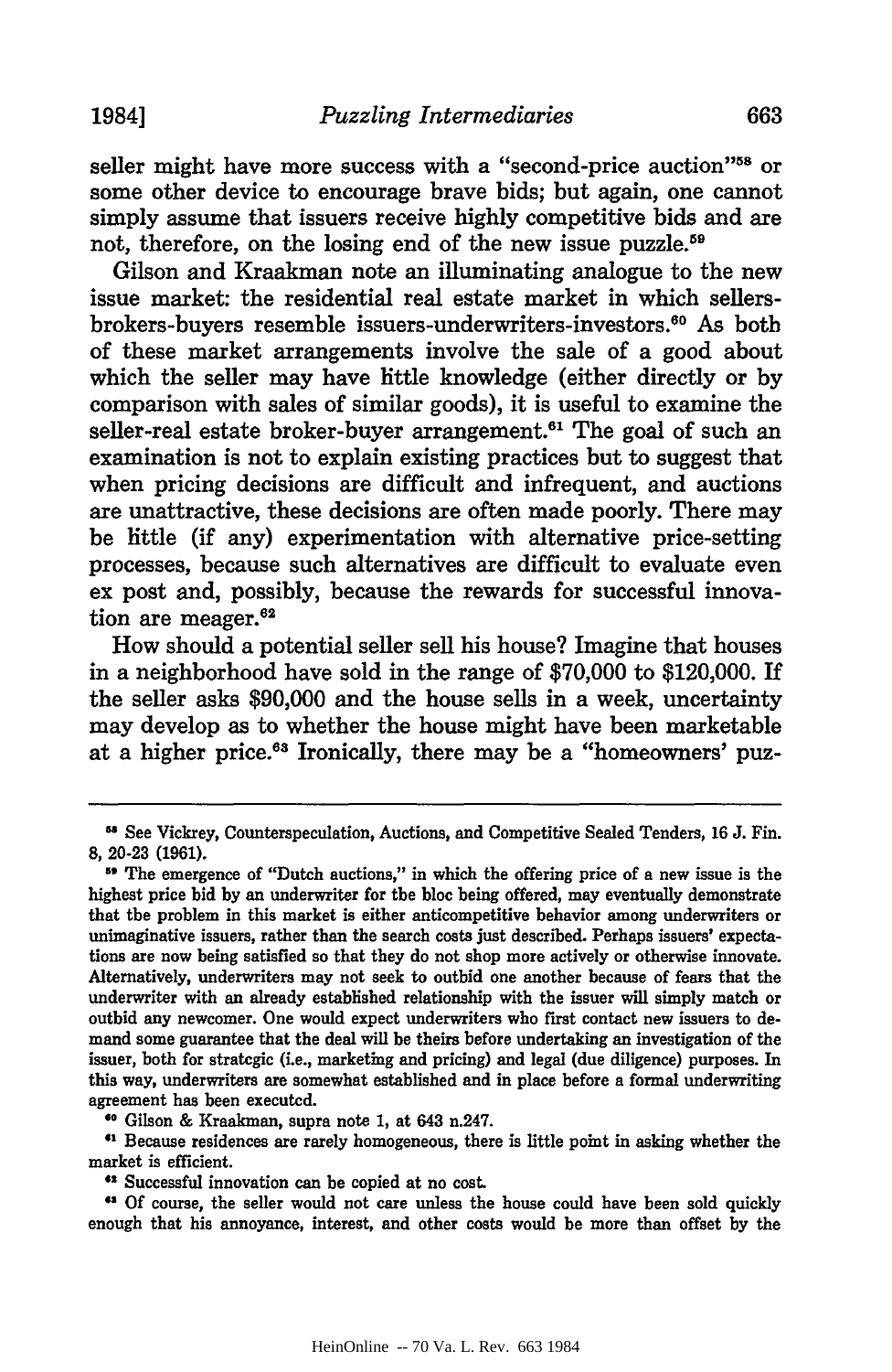seller might have more success with a "second-price auction"[58] or some other device to encourage brave bids; but again, one cannot simply assume that issuers receive highly competitive bids and are not, therefore, on the losing end of the new issue puzzle.[59]

Gilson and Kraakman note an illuminating analogue to the new issue market: the residential real estate market in which sellers-brokers-buyers resemble issuers-underwriters-investors.[60] As both of these market arrangements involve the sale of a good about which the seller may have little knowledge (either directly or by comparison with sales of similar goods), it is useful to examine the seller-real estate broker-buyer arrangement.[61] The goal of such an examination is not to explain existing practices but to suggest that when pricing decisions are difficult and infrequent, and auctions are unattractive, these decisions are often made poorly. There may be little (if any) experimentation with alternative price-setting processes, because such alternatives are difficult to evaluate even ex post and, possibly, because the rewards for successful innovation are meager.[62]

How should a potential seller sell his house? Imagine that houses in a neighborhood have sold in the range of $70,000 to $120,000. If the seller asks $90,000 and the house sells in a week, uncertainty may develop as to whether the house might have been marketable at a higher price.[63] Ironically, there may be a "homeowners' puz-

---

[58] See Vickrey, Counterspeculation, Auctions, and Competitive Sealed Tenders, 16 J. Fin. 8, 20-23 (1961).

[59] The emergence of "Dutch auctions," in which the offering price of a new issue is the highest price bid by an underwriter for the bloc being offered, may eventually demonstrate that the problem in this market is either anticompetitive behavior among underwriters or unimaginative issuers, rather than the search costs just described. Perhaps issuers' expectations are now being satisfied so that they do not shop more actively or otherwise innovate. Alternatively, underwriters may not seek to outbid one another because of fears that the underwriter with an already established relationship with the issuer will simply match or outbid any newcomer. One would expect underwriters who first contact new issuers to demand some guarantee that the deal will be theirs before undertaking an investigation of the issuer, both for strategic (i.e., marketing and pricing) and legal (due diligence) purposes. In this way, underwriters are somewhat established and in place before a formal underwriting agreement has been executed.

[60] Gilson & Kraakman, supra note 1, at 643 n.247.

[61] Because residences are rarely homogeneous, there is little point in asking whether the market is efficient.

[62] Successful innovation can be copied at no cost.

[63] Of course, the seller would not care unless the house could have been sold quickly enough that his annoyance, interest, and other costs would be more than offset by the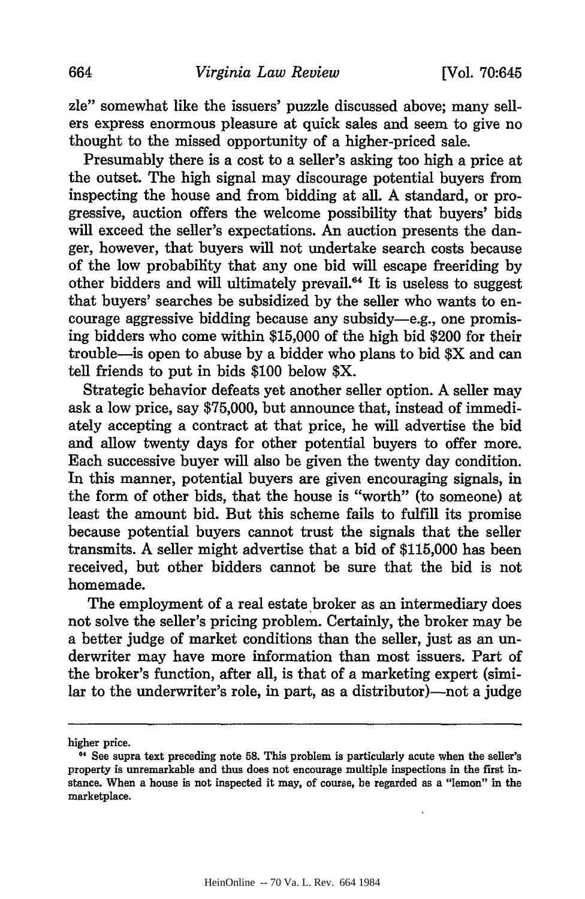zle" somewhat like the issuers' puzzle discussed above; many sellers express enormous pleasure at quick sales and seem to give no thought to the missed opportunity of a higher-priced sale.

Presumably there is a cost to a seller's asking too high a price at the outset. The high signal may discourage potential buyers from inspecting the house and from bidding at all. A standard, or progressive, auction offers the welcome possibility that buyers' bids will exceed the seller's expectations. An auction presents the danger, however, that buyers will not undertake search costs because of the low probability that any one bid will escape freeriding by other bidders and will ultimately prevail.[64] It is useless to suggest that buyers' searches be subsidized by the seller who wants to encourage aggressive bidding because any subsidy—e.g., one promising bidders who come within $15,000 of the high bid $200 for their trouble—is open to abuse by a bidder who plans to bid $X and can tell friends to put in bids $100 below $X.

Strategic behavior defeats yet another seller option. A seller may ask a low price, say $75,000, but announce that, instead of immediately accepting a contract at that price, he will advertise the bid and allow twenty days for other potential buyers to offer more. Each successive buyer will also be given the twenty day condition. In this manner, potential buyers are given encouraging signals, in the form of other bids, that the house is "worth" (to someone) at least the amount bid. But this scheme fails to fulfill its promise because potential buyers cannot trust the signals that the seller transmits. A seller might advertise that a bid of $115,000 has been received, but other bidders cannot be sure that the bid is not homemade.

The employment of a real estate broker as an intermediary does not solve the seller's pricing problem. Certainly, the broker may be a better judge of market conditions than the seller, just as an underwriter may have more information than most issuers. Part of the broker's function, after all, is that of a marketing expert (similar to the underwriter's role, in part, as a distributor)—not a judge

---

higher price.

[64] See supra text preceding note 58. This problem is particularly acute when the seller's property is unremarkable and thus does not encourage multiple inspections in the first instance. When a house is not inspected it may, of course, be regarded as a "lemon" in the marketplace.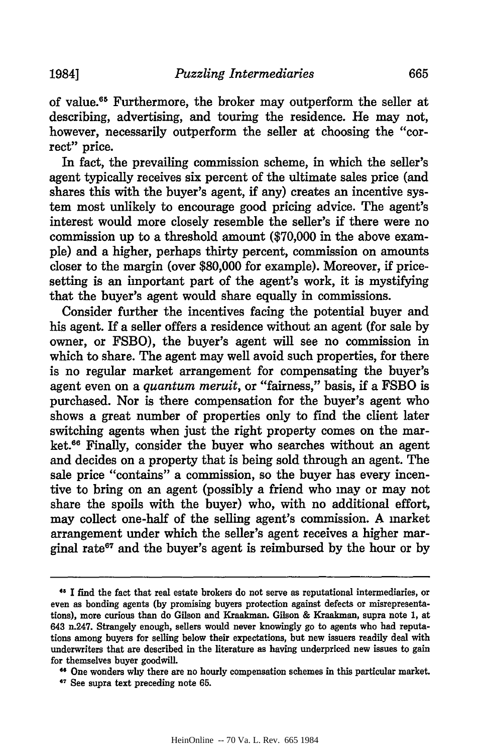of value.[65] Furthermore, the broker may outperform the seller at describing, advertising, and touring the residence. He may not, however, necessarily outperform the seller at choosing the "correct" price.

In fact, the prevailing commission scheme, in which the seller's agent typically receives six percent of the ultimate sales price (and shares this with the buyer's agent, if any) creates an incentive system most unlikely to encourage good pricing advice. The agent's interest would more closely resemble the seller's if there were no commission up to a threshold amount ($70,000 in the above example) and a higher, perhaps thirty percent, commission on amounts closer to the margin (over $80,000 for example). Moreover, if price-setting is an important part of the agent's work, it is mystifying that the buyer's agent would share equally in commissions.

Consider further the incentives facing the potential buyer and his agent. If a seller offers a residence without an agent (for sale by owner, or FSBO), the buyer's agent will see no commission in which to share. The agent may well avoid such properties, for there is no regular market arrangement for compensating the buyer's agent even on a *quantum meruit*, or "fairness," basis, if a FSBO is purchased. Nor is there compensation for the buyer's agent who shows a great number of properties only to find the client later switching agents when just the right property comes on the market.[66] Finally, consider the buyer who searches without an agent and decides on a property that is being sold through an agent. The sale price "contains" a commission, so the buyer has every incentive to bring on an agent (possibly a friend who may or may not share the spoils with the buyer) who, with no additional effort, may collect one-half of the selling agent's commission. A market arrangement under which the seller's agent receives a higher marginal rate[67] and the buyer's agent is reimbursed by the hour or by

---

[65] I find the fact that real estate brokers do not serve as reputational intermediaries, or even as bonding agents (by promising buyers protection against defects or misrepresentations), more curious than do Gilson and Kraakman. Gilson & Kraakman, supra note 1, at 643 n.247. Strangely enough, sellers would never knowingly go to agents who had reputations among buyers for selling below their expectations, but new issuers readily deal with underwriters that are described in the literature as having underpriced new issues to gain for themselves buyer goodwill.

[66] One wonders why there are no hourly compensation schemes in this particular market.

[67] See supra text preceding note 65.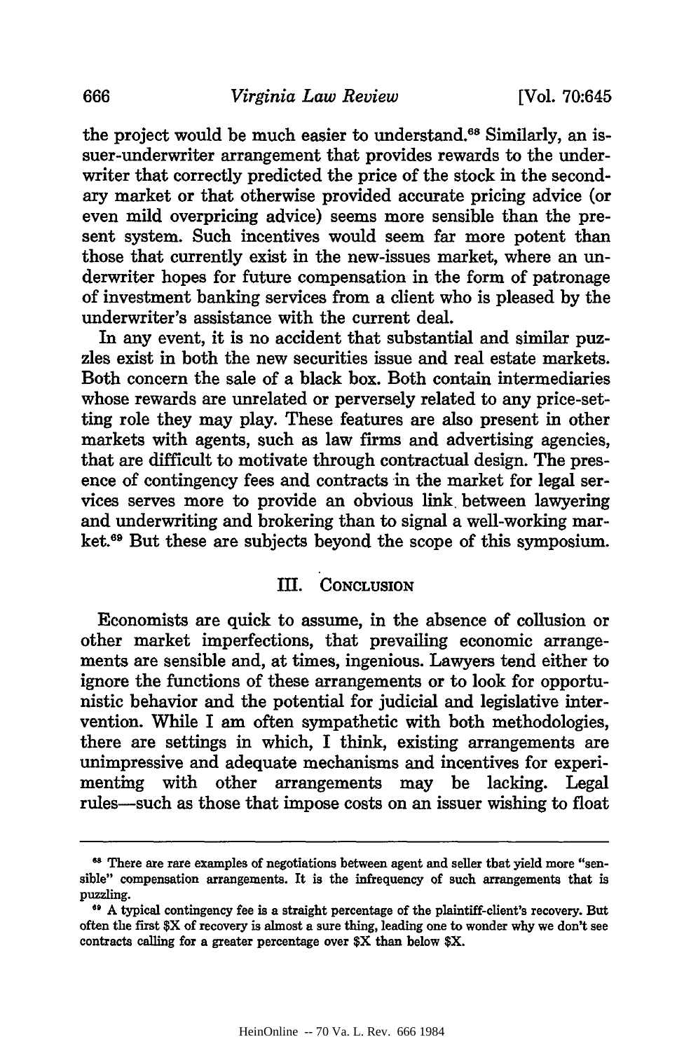the project would be much easier to understand.[68] Similarly, an issuer-underwriter arrangement that provides rewards to the underwriter that correctly predicted the price of the stock in the secondary market or that otherwise provided accurate pricing advice (or even mild overpricing advice) seems more sensible than the present system. Such incentives would seem far more potent than those that currently exist in the new-issues market, where an underwriter hopes for future compensation in the form of patronage of investment banking services from a client who is pleased by the underwriter's assistance with the current deal.

In any event, it is no accident that substantial and similar puzzles exist in both the new securities issue and real estate markets. Both concern the sale of a black box. Both contain intermediaries whose rewards are unrelated or perversely related to any price-setting role they may play. These features are also present in other markets with agents, such as law firms and advertising agencies, that are difficult to motivate through contractual design. The presence of contingency fees and contracts in the market for legal services serves more to provide an obvious link between lawyering and underwriting and brokering than to signal a well-working market.[69] But these are subjects beyond the scope of this symposium.

## III. Conclusion

Economists are quick to assume, in the absence of collusion or other market imperfections, that prevailing economic arrangements are sensible and, at times, ingenious. Lawyers tend either to ignore the functions of these arrangements or to look for opportunistic behavior and the potential for judicial and legislative intervention. While I am often sympathetic with both methodologies, there are settings in which, I think, existing arrangements are unimpressive and adequate mechanisms and incentives for experimenting with other arrangements may be lacking. Legal rules—such as those that impose costs on an issuer wishing to float

---

[68] There are rare examples of negotiations between agent and seller that yield more "sensible" compensation arrangements. It is the infrequency of such arrangements that is puzzling.

[69] A typical contingency fee is a straight percentage of the plaintiff-client's recovery. But often the first $X of recovery is almost a sure thing, leading one to wonder why we don't see contracts calling for a greater percentage over $X than below $X.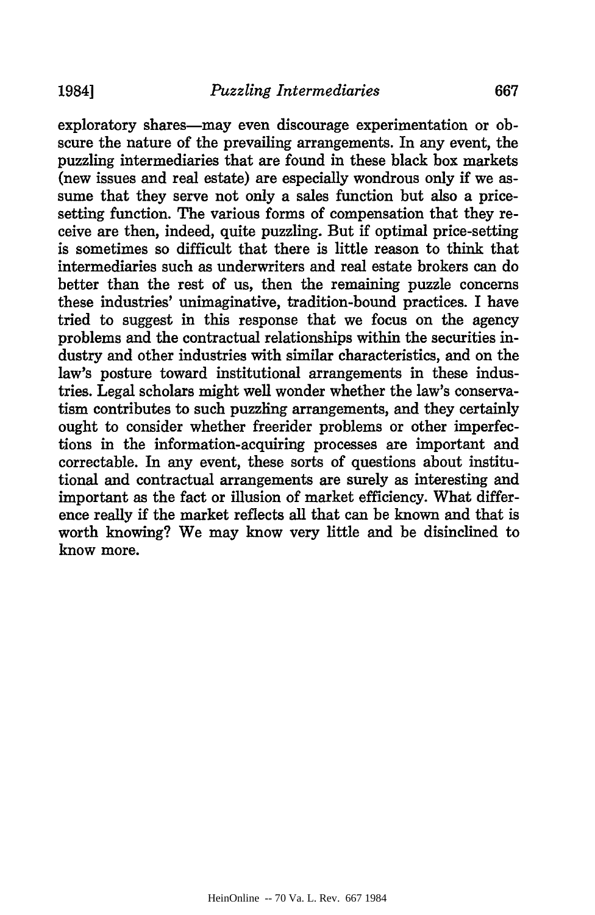exploratory shares—may even discourage experimentation or obscure the nature of the prevailing arrangements. In any event, the puzzling intermediaries that are found in these black box markets (new issues and real estate) are especially wondrous only if we assume that they serve not only a sales function but also a price-setting function. The various forms of compensation that they receive are then, indeed, quite puzzling. But if optimal price-setting is sometimes so difficult that there is little reason to think that intermediaries such as underwriters and real estate brokers can do better than the rest of us, then the remaining puzzle concerns these industries' unimaginative, tradition-bound practices. I have tried to suggest in this response that we focus on the agency problems and the contractual relationships within the securities industry and other industries with similar characteristics, and on the law's posture toward institutional arrangements in these industries. Legal scholars might well wonder whether the law's conservatism contributes to such puzzling arrangements, and they certainly ought to consider whether freerider problems or other imperfections in the information-acquiring processes are important and correctable. In any event, these sorts of questions about institutional and contractual arrangements are surely as interesting and important as the fact or illusion of market efficiency. What difference really if the market reflects all that can be known and that is worth knowing? We may know very little and be disinclined to know more.